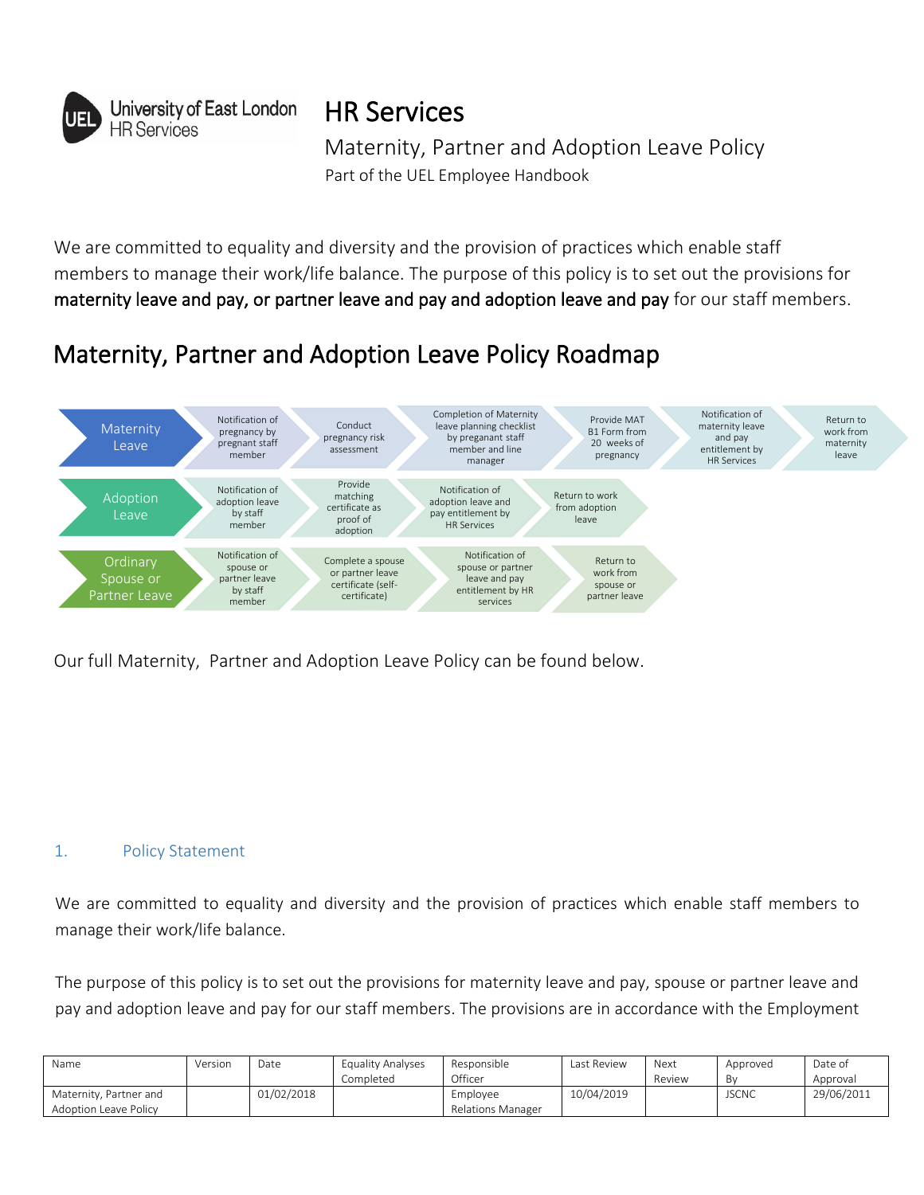University of East London
HR Services

# HR Services

## Maternity, Partner and Adoption Leave Policy

Part of the UEL Employee Handbook

We are committed to equality and diversity and the provision of practices which enable staff members to manage their work/life balance. The purpose of this policy is to set out the provisions for **maternity leave and pay, or partner leave and pay and adoption leave and pay** for our staff members.

## Maternity, Partner and Adoption Leave Policy Roadmap

**Maternity Leave:** Notification of pregnancy by pregnant staff member → Conduct pregnancy risk assessment → Completion of Maternity leave planning checklist by preganant staff member and line manager → Provide MAT B1 Form from 20 weeks of pregnancy → Notification of maternity leave and pay entitlement by HR Services → Return to work from maternity leave

**Adoption Leave:** Notification of adoption leave by staff member → Provide matching certificate as proof of adoption → Notification of adoption leave and pay entitlement by HR Services → Return to work from adoption leave

**Ordinary Spouse or Partner Leave:** Notification of spouse or partner leave by staff member → Complete a spouse or partner leave certificate (self-certificate) → Notification of spouse or partner leave and pay entitlement by HR services → Return to work from spouse or partner leave

Our full Maternity, Partner and Adoption Leave Policy can be found below.

### 1. Policy Statement

We are committed to equality and diversity and the provision of practices which enable staff members to manage their work/life balance.

The purpose of this policy is to set out the provisions for maternity leave and pay, spouse or partner leave and pay and adoption leave and pay for our staff members. The provisions are in accordance with the Employment

| Name | Version | Date | Equality Analyses Completed | Responsible Officer | Last Review | Next Review | Approved By | Date of Approval |
| --- | --- | --- | --- | --- | --- | --- | --- | --- |
| Maternity, Partner and Adoption Leave Policy | | 01/02/2018 | | Employee Relations Manager | 10/04/2019 | | JSCNC | 29/06/2011 |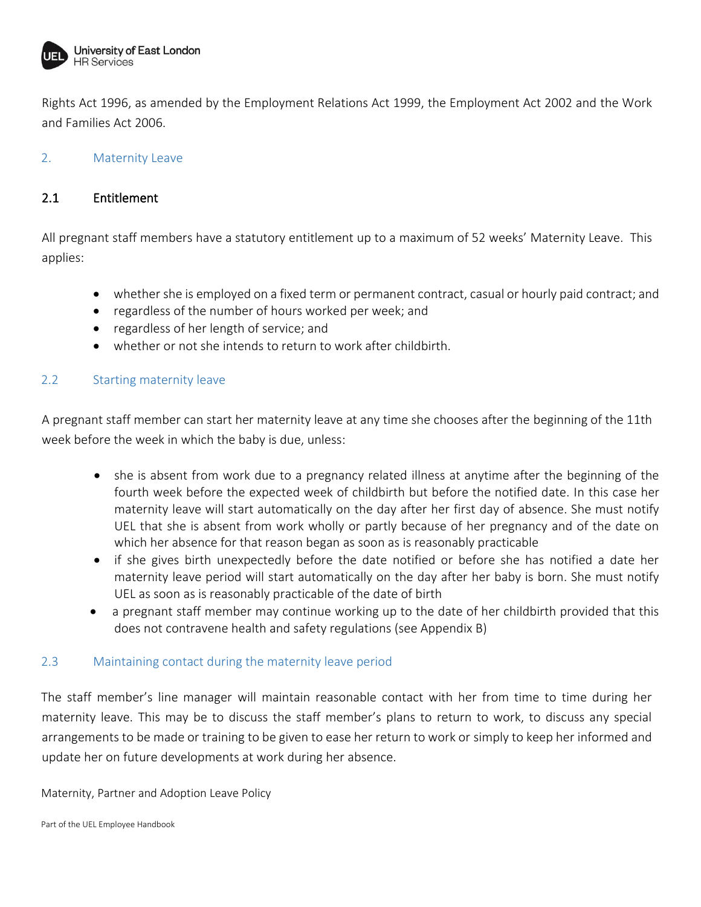Rights Act 1996, as amended by the Employment Relations Act 1999, the Employment Act 2002 and the Work and Families Act 2006.

## 2. Maternity Leave

### 2.1 Entitlement

All pregnant staff members have a statutory entitlement up to a maximum of 52 weeks' Maternity Leave. This applies:

- whether she is employed on a fixed term or permanent contract, casual or hourly paid contract; and
- regardless of the number of hours worked per week; and
- regardless of her length of service; and
- whether or not she intends to return to work after childbirth.

### 2.2 Starting maternity leave

A pregnant staff member can start her maternity leave at any time she chooses after the beginning of the 11th week before the week in which the baby is due, unless:

- she is absent from work due to a pregnancy related illness at anytime after the beginning of the fourth week before the expected week of childbirth but before the notified date. In this case her maternity leave will start automatically on the day after her first day of absence. She must notify UEL that she is absent from work wholly or partly because of her pregnancy and of the date on which her absence for that reason began as soon as is reasonably practicable
- if she gives birth unexpectedly before the date notified or before she has notified a date her maternity leave period will start automatically on the day after her baby is born. She must notify UEL as soon as is reasonably practicable of the date of birth
- a pregnant staff member may continue working up to the date of her childbirth provided that this does not contravene health and safety regulations (see Appendix B)

### 2.3 Maintaining contact during the maternity leave period

The staff member's line manager will maintain reasonable contact with her from time to time during her maternity leave. This may be to discuss the staff member's plans to return to work, to discuss any special arrangements to be made or training to be given to ease her return to work or simply to keep her informed and update her on future developments at work during her absence.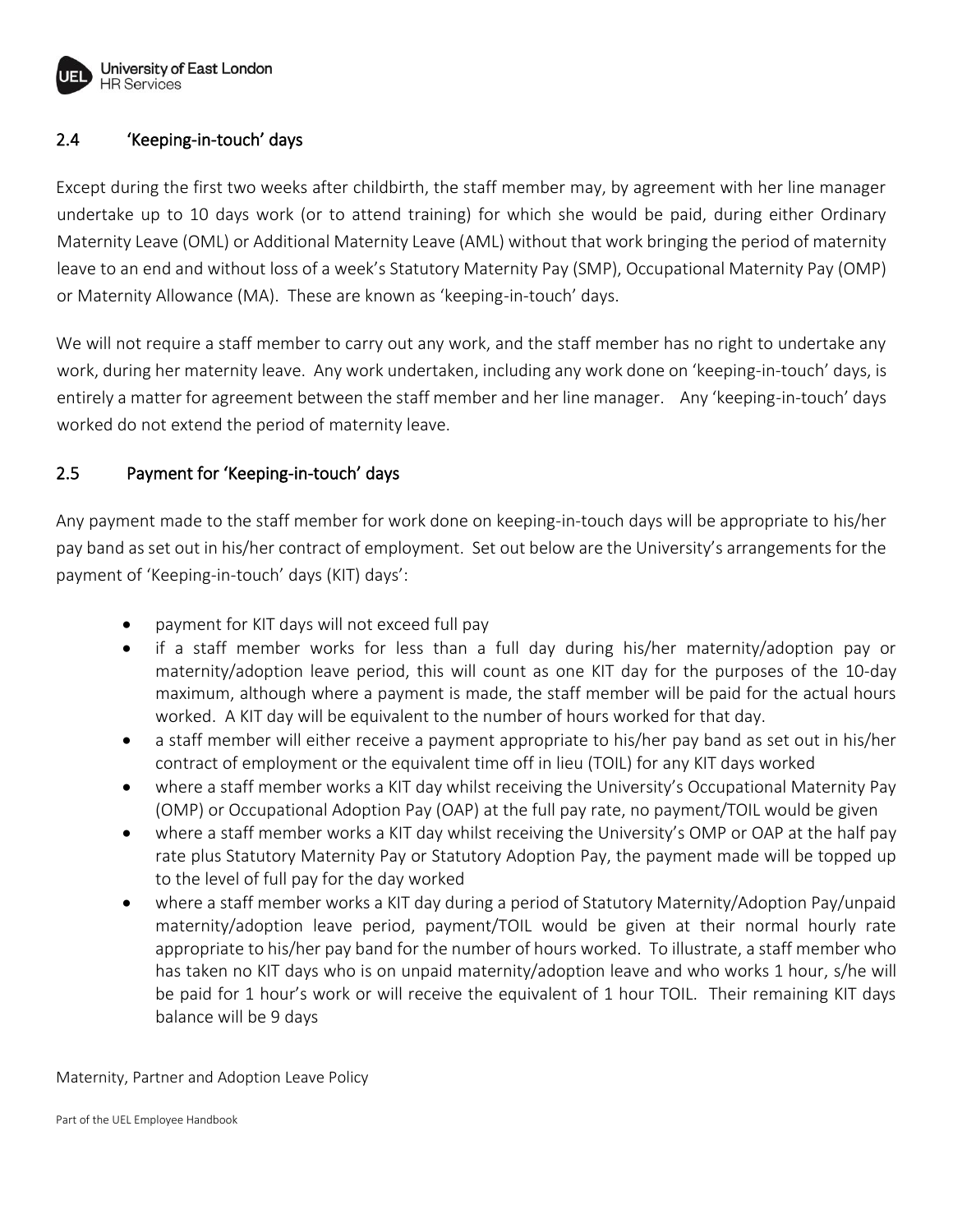## 2.4 'Keeping-in-touch' days

Except during the first two weeks after childbirth, the staff member may, by agreement with her line manager undertake up to 10 days work (or to attend training) for which she would be paid, during either Ordinary Maternity Leave (OML) or Additional Maternity Leave (AML) without that work bringing the period of maternity leave to an end and without loss of a week's Statutory Maternity Pay (SMP), Occupational Maternity Pay (OMP) or Maternity Allowance (MA). These are known as 'keeping-in-touch' days.

We will not require a staff member to carry out any work, and the staff member has no right to undertake any work, during her maternity leave. Any work undertaken, including any work done on 'keeping-in-touch' days, is entirely a matter for agreement between the staff member and her line manager. Any 'keeping-in-touch' days worked do not extend the period of maternity leave.

## 2.5 Payment for 'Keeping-in-touch' days

Any payment made to the staff member for work done on keeping-in-touch days will be appropriate to his/her pay band as set out in his/her contract of employment. Set out below are the University's arrangements for the payment of 'Keeping-in-touch' days (KIT) days':

- payment for KIT days will not exceed full pay
- if a staff member works for less than a full day during his/her maternity/adoption pay or maternity/adoption leave period, this will count as one KIT day for the purposes of the 10-day maximum, although where a payment is made, the staff member will be paid for the actual hours worked. A KIT day will be equivalent to the number of hours worked for that day.
- a staff member will either receive a payment appropriate to his/her pay band as set out in his/her contract of employment or the equivalent time off in lieu (TOIL) for any KIT days worked
- where a staff member works a KIT day whilst receiving the University's Occupational Maternity Pay (OMP) or Occupational Adoption Pay (OAP) at the full pay rate, no payment/TOIL would be given
- where a staff member works a KIT day whilst receiving the University's OMP or OAP at the half pay rate plus Statutory Maternity Pay or Statutory Adoption Pay, the payment made will be topped up to the level of full pay for the day worked
- where a staff member works a KIT day during a period of Statutory Maternity/Adoption Pay/unpaid maternity/adoption leave period, payment/TOIL would be given at their normal hourly rate appropriate to his/her pay band for the number of hours worked. To illustrate, a staff member who has taken no KIT days who is on unpaid maternity/adoption leave and who works 1 hour, s/he will be paid for 1 hour's work or will receive the equivalent of 1 hour TOIL. Their remaining KIT days balance will be 9 days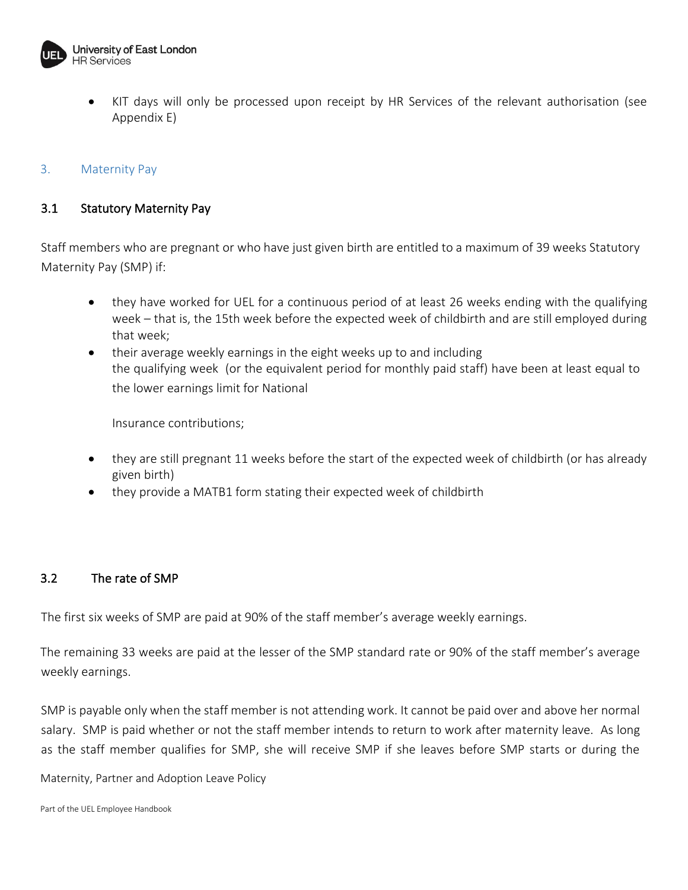- KIT days will only be processed upon receipt by HR Services of the relevant authorisation (see Appendix E)

## 3. Maternity Pay

### 3.1 Statutory Maternity Pay

Staff members who are pregnant or who have just given birth are entitled to a maximum of 39 weeks Statutory Maternity Pay (SMP) if:

- they have worked for UEL for a continuous period of at least 26 weeks ending with the qualifying week – that is, the 15th week before the expected week of childbirth and are still employed during that week;
- their average weekly earnings in the eight weeks up to and including the qualifying week (or the equivalent period for monthly paid staff) have been at least equal to the lower earnings limit for National

  Insurance contributions;

- they are still pregnant 11 weeks before the start of the expected week of childbirth (or has already given birth)
- they provide a MATB1 form stating their expected week of childbirth

### 3.2 The rate of SMP

The first six weeks of SMP are paid at 90% of the staff member's average weekly earnings.

The remaining 33 weeks are paid at the lesser of the SMP standard rate or 90% of the staff member's average weekly earnings.

SMP is payable only when the staff member is not attending work. It cannot be paid over and above her normal salary. SMP is paid whether or not the staff member intends to return to work after maternity leave. As long as the staff member qualifies for SMP, she will receive SMP if she leaves before SMP starts or during the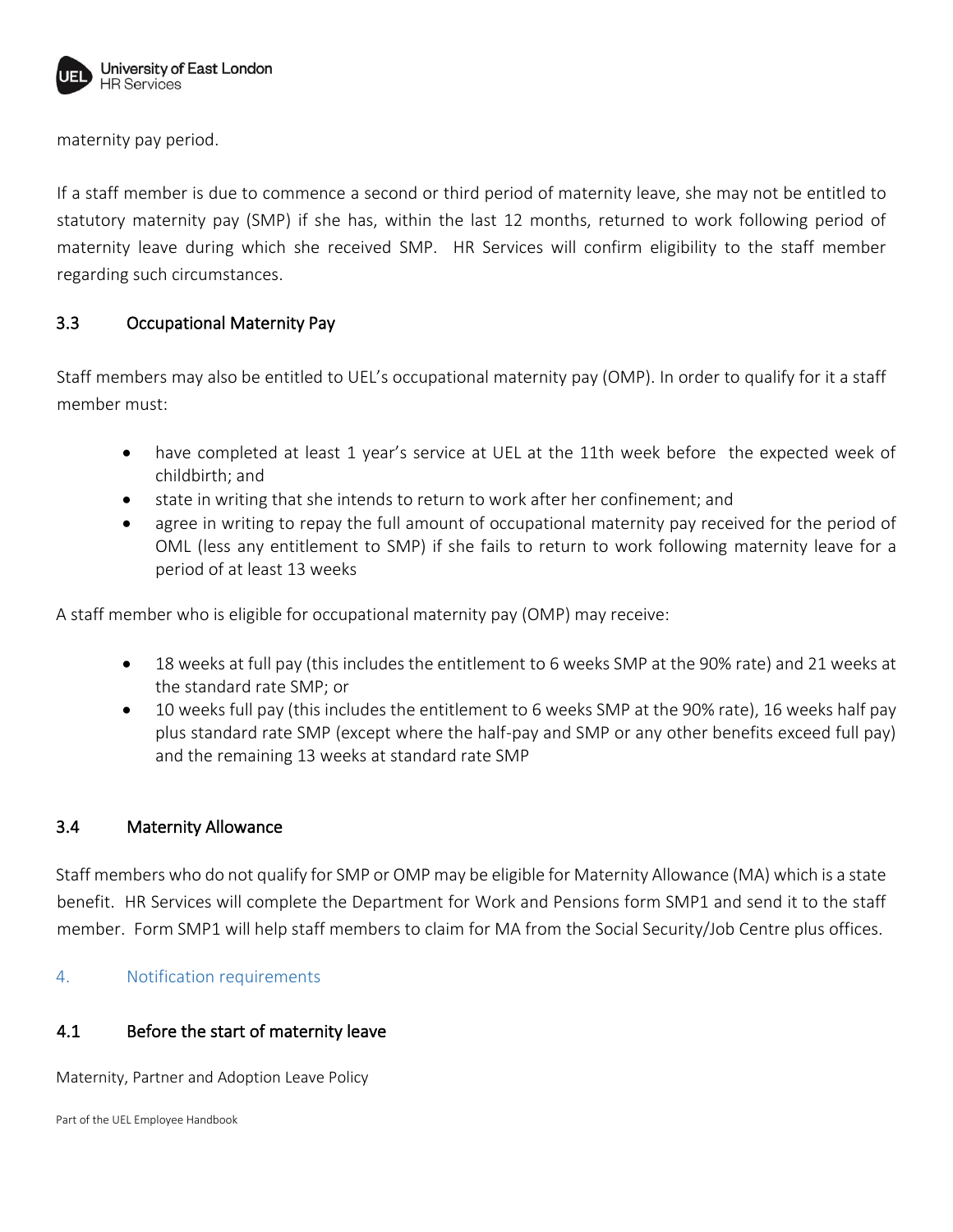maternity pay period.

If a staff member is due to commence a second or third period of maternity leave, she may not be entitled to statutory maternity pay (SMP) if she has, within the last 12 months, returned to work following period of maternity leave during which she received SMP. HR Services will confirm eligibility to the staff member regarding such circumstances.

### 3.3 Occupational Maternity Pay

Staff members may also be entitled to UEL's occupational maternity pay (OMP). In order to qualify for it a staff member must:

- have completed at least 1 year's service at UEL at the 11th week before the expected week of childbirth; and
- state in writing that she intends to return to work after her confinement; and
- agree in writing to repay the full amount of occupational maternity pay received for the period of OML (less any entitlement to SMP) if she fails to return to work following maternity leave for a period of at least 13 weeks

A staff member who is eligible for occupational maternity pay (OMP) may receive:

- 18 weeks at full pay (this includes the entitlement to 6 weeks SMP at the 90% rate) and 21 weeks at the standard rate SMP; or
- 10 weeks full pay (this includes the entitlement to 6 weeks SMP at the 90% rate), 16 weeks half pay plus standard rate SMP (except where the half-pay and SMP or any other benefits exceed full pay) and the remaining 13 weeks at standard rate SMP

### 3.4 Maternity Allowance

Staff members who do not qualify for SMP or OMP may be eligible for Maternity Allowance (MA) which is a state benefit. HR Services will complete the Department for Work and Pensions form SMP1 and send it to the staff member. Form SMP1 will help staff members to claim for MA from the Social Security/Job Centre plus offices.

## 4. Notification requirements

### 4.1 Before the start of maternity leave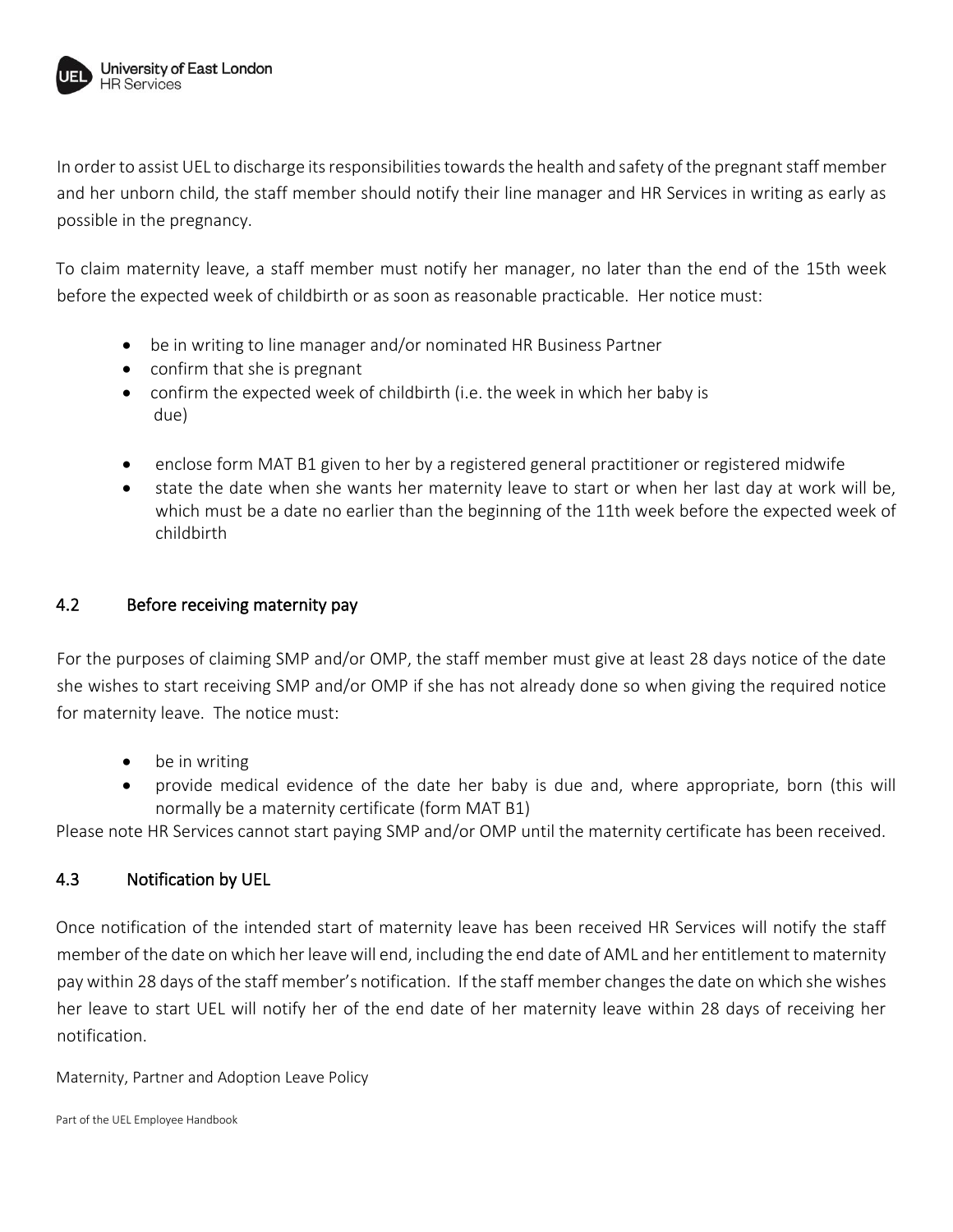In order to assist UEL to discharge its responsibilities towards the health and safety of the pregnant staff member and her unborn child, the staff member should notify their line manager and HR Services in writing as early as possible in the pregnancy.

To claim maternity leave, a staff member must notify her manager, no later than the end of the 15th week before the expected week of childbirth or as soon as reasonable practicable. Her notice must:

- be in writing to line manager and/or nominated HR Business Partner
- confirm that she is pregnant
- confirm the expected week of childbirth (i.e. the week in which her baby is due)
- enclose form MAT B1 given to her by a registered general practitioner or registered midwife
- state the date when she wants her maternity leave to start or when her last day at work will be, which must be a date no earlier than the beginning of the 11th week before the expected week of childbirth

## 4.2 Before receiving maternity pay

For the purposes of claiming SMP and/or OMP, the staff member must give at least 28 days notice of the date she wishes to start receiving SMP and/or OMP if she has not already done so when giving the required notice for maternity leave. The notice must:

- be in writing
- provide medical evidence of the date her baby is due and, where appropriate, born (this will normally be a maternity certificate (form MAT B1)

Please note HR Services cannot start paying SMP and/or OMP until the maternity certificate has been received.

## 4.3 Notification by UEL

Once notification of the intended start of maternity leave has been received HR Services will notify the staff member of the date on which her leave will end, including the end date of AML and her entitlement to maternity pay within 28 days of the staff member's notification. If the staff member changes the date on which she wishes her leave to start UEL will notify her of the end date of her maternity leave within 28 days of receiving her notification.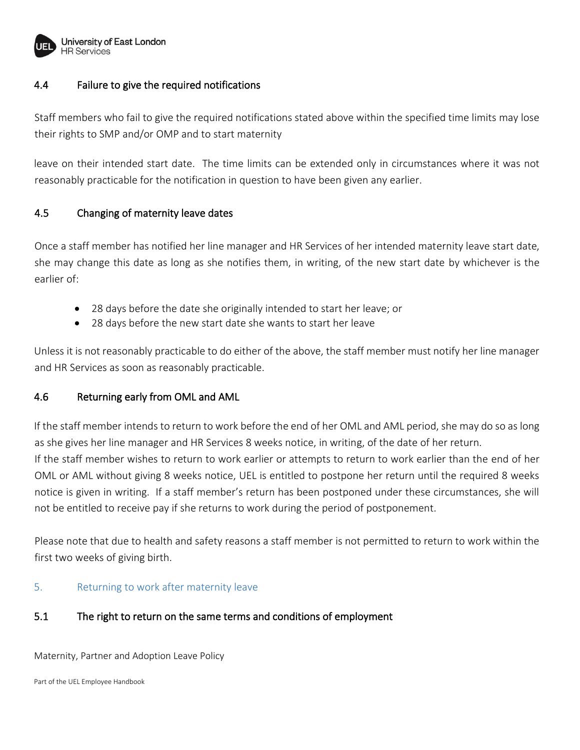### 4.4 Failure to give the required notifications

Staff members who fail to give the required notifications stated above within the specified time limits may lose their rights to SMP and/or OMP and to start maternity

leave on their intended start date. The time limits can be extended only in circumstances where it was not reasonably practicable for the notification in question to have been given any earlier.

### 4.5 Changing of maternity leave dates

Once a staff member has notified her line manager and HR Services of her intended maternity leave start date, she may change this date as long as she notifies them, in writing, of the new start date by whichever is the earlier of:

- 28 days before the date she originally intended to start her leave; or
- 28 days before the new start date she wants to start her leave

Unless it is not reasonably practicable to do either of the above, the staff member must notify her line manager and HR Services as soon as reasonably practicable.

### 4.6 Returning early from OML and AML

If the staff member intends to return to work before the end of her OML and AML period, she may do so as long as she gives her line manager and HR Services 8 weeks notice, in writing, of the date of her return.
If the staff member wishes to return to work earlier or attempts to return to work earlier than the end of her OML or AML without giving 8 weeks notice, UEL is entitled to postpone her return until the required 8 weeks notice is given in writing. If a staff member's return has been postponed under these circumstances, she will not be entitled to receive pay if she returns to work during the period of postponement.

Please note that due to health and safety reasons a staff member is not permitted to return to work within the first two weeks of giving birth.

## 5. Returning to work after maternity leave

### 5.1 The right to return on the same terms and conditions of employment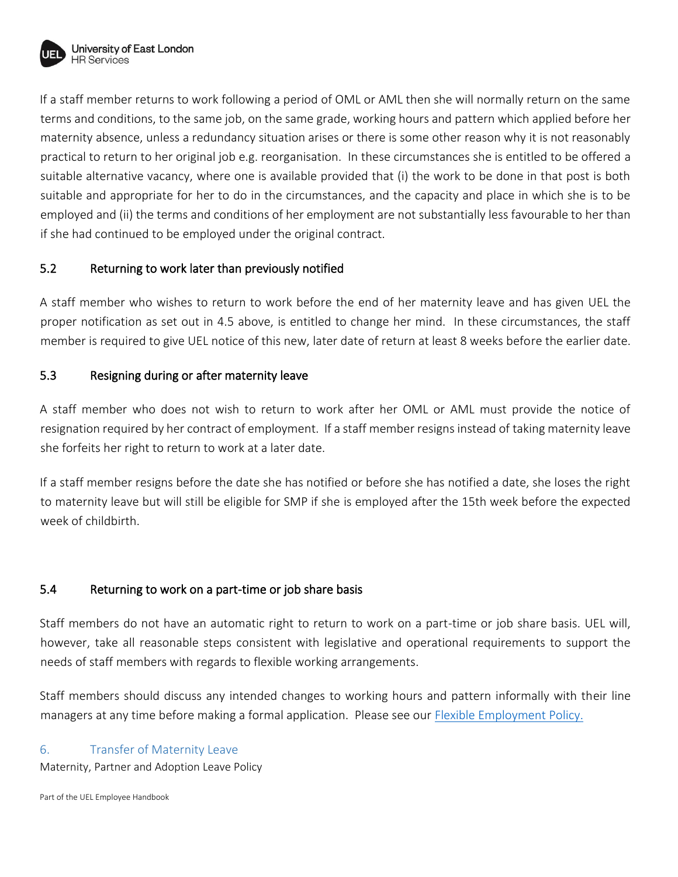If a staff member returns to work following a period of OML or AML then she will normally return on the same terms and conditions, to the same job, on the same grade, working hours and pattern which applied before her maternity absence, unless a redundancy situation arises or there is some other reason why it is not reasonably practical to return to her original job e.g. reorganisation. In these circumstances she is entitled to be offered a suitable alternative vacancy, where one is available provided that (i) the work to be done in that post is both suitable and appropriate for her to do in the circumstances, and the capacity and place in which she is to be employed and (ii) the terms and conditions of her employment are not substantially less favourable to her than if she had continued to be employed under the original contract.

### 5.2 Returning to work later than previously notified

A staff member who wishes to return to work before the end of her maternity leave and has given UEL the proper notification as set out in 4.5 above, is entitled to change her mind. In these circumstances, the staff member is required to give UEL notice of this new, later date of return at least 8 weeks before the earlier date.

### 5.3 Resigning during or after maternity leave

A staff member who does not wish to return to work after her OML or AML must provide the notice of resignation required by her contract of employment. If a staff member resigns instead of taking maternity leave she forfeits her right to return to work at a later date.

If a staff member resigns before the date she has notified or before she has notified a date, she loses the right to maternity leave but will still be eligible for SMP if she is employed after the 15th week before the expected week of childbirth.

### 5.4 Returning to work on a part-time or job share basis

Staff members do not have an automatic right to return to work on a part-time or job share basis. UEL will, however, take all reasonable steps consistent with legislative and operational requirements to support the needs of staff members with regards to flexible working arrangements.

Staff members should discuss any intended changes to working hours and pattern informally with their line managers at any time before making a formal application. Please see our [Flexible Employment Policy.]()

## 6. Transfer of Maternity Leave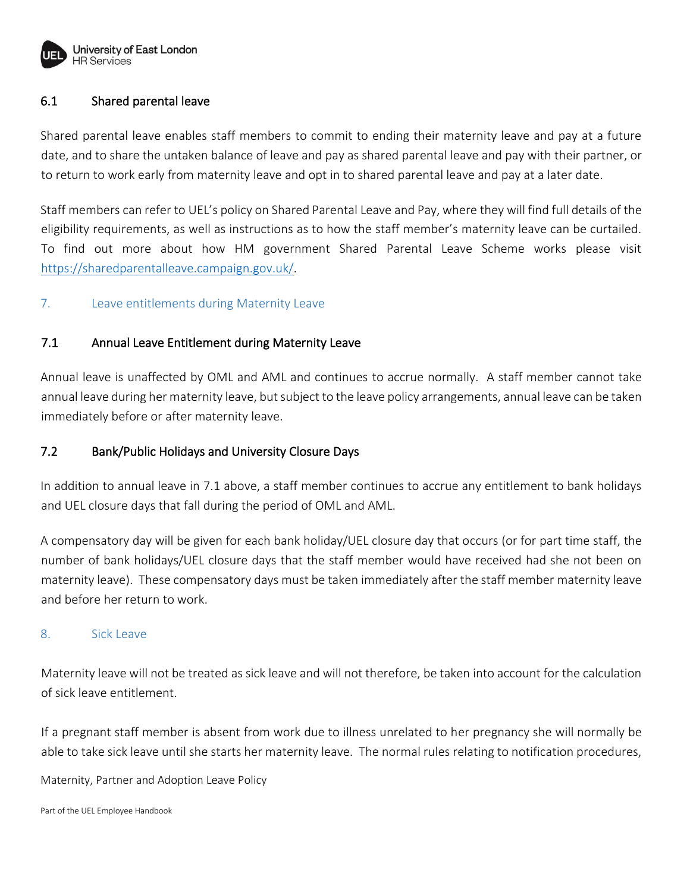### 6.1 Shared parental leave

Shared parental leave enables staff members to commit to ending their maternity leave and pay at a future date, and to share the untaken balance of leave and pay as shared parental leave and pay with their partner, or to return to work early from maternity leave and opt in to shared parental leave and pay at a later date.

Staff members can refer to UEL's policy on Shared Parental Leave and Pay, where they will find full details of the eligibility requirements, as well as instructions as to how the staff member's maternity leave can be curtailed. To find out more about how HM government Shared Parental Leave Scheme works please visit [https://sharedparentalleave.campaign.gov.uk/](https://sharedparentalleave.campaign.gov.uk/).

## 7. Leave entitlements during Maternity Leave

### 7.1 Annual Leave Entitlement during Maternity Leave

Annual leave is unaffected by OML and AML and continues to accrue normally. A staff member cannot take annual leave during her maternity leave, but subject to the leave policy arrangements, annual leave can be taken immediately before or after maternity leave.

### 7.2 Bank/Public Holidays and University Closure Days

In addition to annual leave in 7.1 above, a staff member continues to accrue any entitlement to bank holidays and UEL closure days that fall during the period of OML and AML.

A compensatory day will be given for each bank holiday/UEL closure day that occurs (or for part time staff, the number of bank holidays/UEL closure days that the staff member would have received had she not been on maternity leave). These compensatory days must be taken immediately after the staff member maternity leave and before her return to work.

## 8. Sick Leave

Maternity leave will not be treated as sick leave and will not therefore, be taken into account for the calculation of sick leave entitlement.

If a pregnant staff member is absent from work due to illness unrelated to her pregnancy she will normally be able to take sick leave until she starts her maternity leave. The normal rules relating to notification procedures,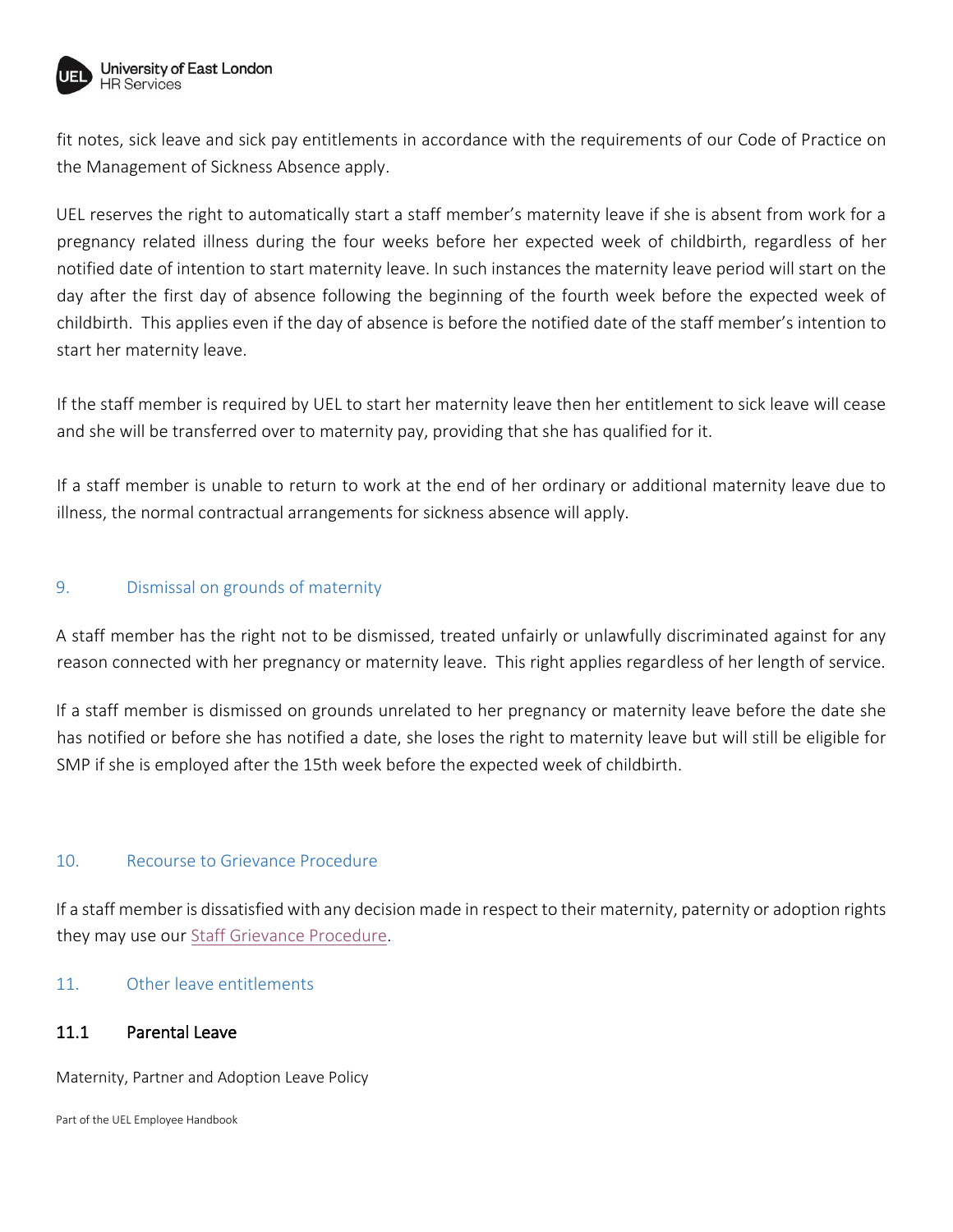fit notes, sick leave and sick pay entitlements in accordance with the requirements of our Code of Practice on the Management of Sickness Absence apply.

UEL reserves the right to automatically start a staff member's maternity leave if she is absent from work for a pregnancy related illness during the four weeks before her expected week of childbirth, regardless of her notified date of intention to start maternity leave. In such instances the maternity leave period will start on the day after the first day of absence following the beginning of the fourth week before the expected week of childbirth. This applies even if the day of absence is before the notified date of the staff member's intention to start her maternity leave.

If the staff member is required by UEL to start her maternity leave then her entitlement to sick leave will cease and she will be transferred over to maternity pay, providing that she has qualified for it.

If a staff member is unable to return to work at the end of her ordinary or additional maternity leave due to illness, the normal contractual arrangements for sickness absence will apply.

## 9. Dismissal on grounds of maternity

A staff member has the right not to be dismissed, treated unfairly or unlawfully discriminated against for any reason connected with her pregnancy or maternity leave. This right applies regardless of her length of service.

If a staff member is dismissed on grounds unrelated to her pregnancy or maternity leave before the date she has notified or before she has notified a date, she loses the right to maternity leave but will still be eligible for SMP if she is employed after the 15th week before the expected week of childbirth.

## 10. Recourse to Grievance Procedure

If a staff member is dissatisfied with any decision made in respect to their maternity, paternity or adoption rights they may use our Staff Grievance Procedure.

## 11. Other leave entitlements

### 11.1 Parental Leave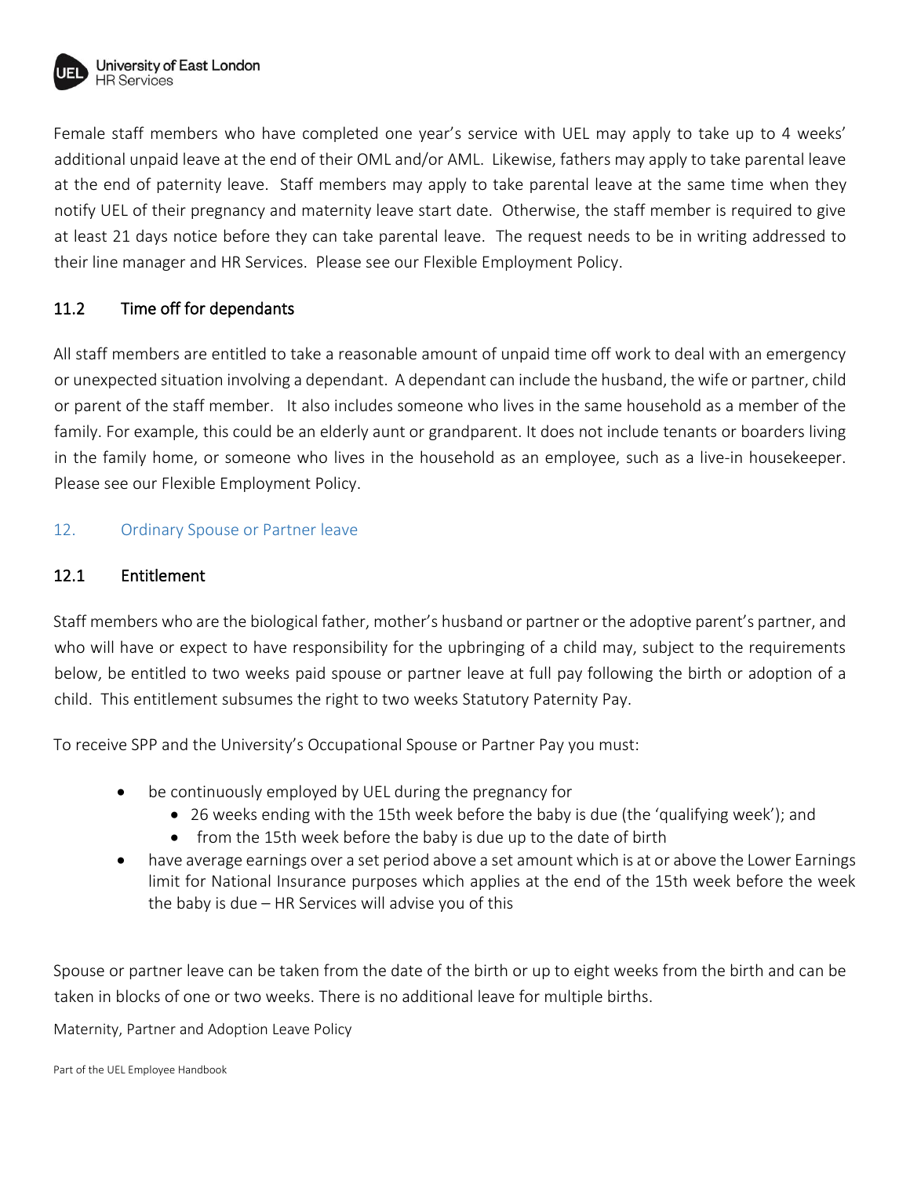Female staff members who have completed one year's service with UEL may apply to take up to 4 weeks' additional unpaid leave at the end of their OML and/or AML. Likewise, fathers may apply to take parental leave at the end of paternity leave. Staff members may apply to take parental leave at the same time when they notify UEL of their pregnancy and maternity leave start date. Otherwise, the staff member is required to give at least 21 days notice before they can take parental leave. The request needs to be in writing addressed to their line manager and HR Services. Please see our Flexible Employment Policy.

### 11.2 Time off for dependants

All staff members are entitled to take a reasonable amount of unpaid time off work to deal with an emergency or unexpected situation involving a dependant. A dependant can include the husband, the wife or partner, child or parent of the staff member. It also includes someone who lives in the same household as a member of the family. For example, this could be an elderly aunt or grandparent. It does not include tenants or boarders living in the family home, or someone who lives in the household as an employee, such as a live-in housekeeper. Please see our Flexible Employment Policy.

## 12. Ordinary Spouse or Partner leave

### 12.1 Entitlement

Staff members who are the biological father, mother's husband or partner or the adoptive parent's partner, and who will have or expect to have responsibility for the upbringing of a child may, subject to the requirements below, be entitled to two weeks paid spouse or partner leave at full pay following the birth or adoption of a child. This entitlement subsumes the right to two weeks Statutory Paternity Pay.

To receive SPP and the University's Occupational Spouse or Partner Pay you must:

- be continuously employed by UEL during the pregnancy for
  - 26 weeks ending with the 15th week before the baby is due (the 'qualifying week'); and
  - from the 15th week before the baby is due up to the date of birth
- have average earnings over a set period above a set amount which is at or above the Lower Earnings limit for National Insurance purposes which applies at the end of the 15th week before the week the baby is due – HR Services will advise you of this

Spouse or partner leave can be taken from the date of the birth or up to eight weeks from the birth and can be taken in blocks of one or two weeks. There is no additional leave for multiple births.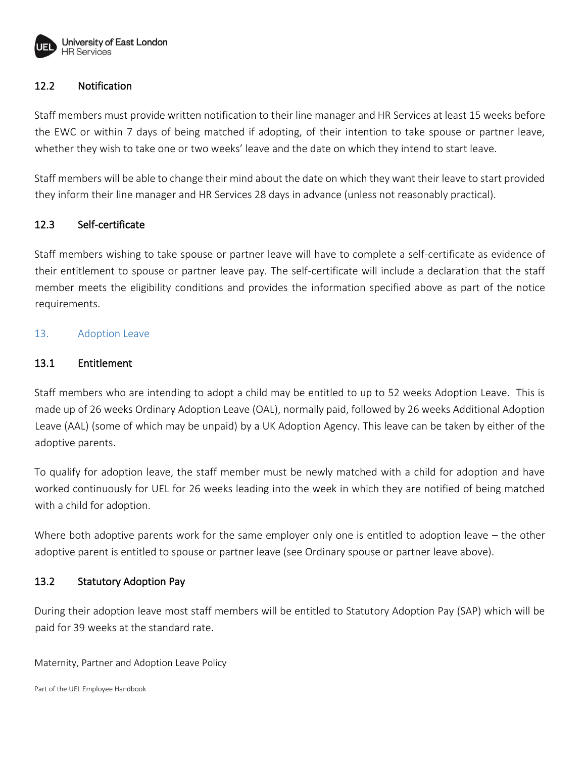### 12.2 Notification

Staff members must provide written notification to their line manager and HR Services at least 15 weeks before the EWC or within 7 days of being matched if adopting, of their intention to take spouse or partner leave, whether they wish to take one or two weeks' leave and the date on which they intend to start leave.

Staff members will be able to change their mind about the date on which they want their leave to start provided they inform their line manager and HR Services 28 days in advance (unless not reasonably practical).

### 12.3 Self-certificate

Staff members wishing to take spouse or partner leave will have to complete a self-certificate as evidence of their entitlement to spouse or partner leave pay. The self-certificate will include a declaration that the staff member meets the eligibility conditions and provides the information specified above as part of the notice requirements.

## 13. Adoption Leave

### 13.1 Entitlement

Staff members who are intending to adopt a child may be entitled to up to 52 weeks Adoption Leave. This is made up of 26 weeks Ordinary Adoption Leave (OAL), normally paid, followed by 26 weeks Additional Adoption Leave (AAL) (some of which may be unpaid) by a UK Adoption Agency. This leave can be taken by either of the adoptive parents.

To qualify for adoption leave, the staff member must be newly matched with a child for adoption and have worked continuously for UEL for 26 weeks leading into the week in which they are notified of being matched with a child for adoption.

Where both adoptive parents work for the same employer only one is entitled to adoption leave – the other adoptive parent is entitled to spouse or partner leave (see Ordinary spouse or partner leave above).

### 13.2 Statutory Adoption Pay

During their adoption leave most staff members will be entitled to Statutory Adoption Pay (SAP) which will be paid for 39 weeks at the standard rate.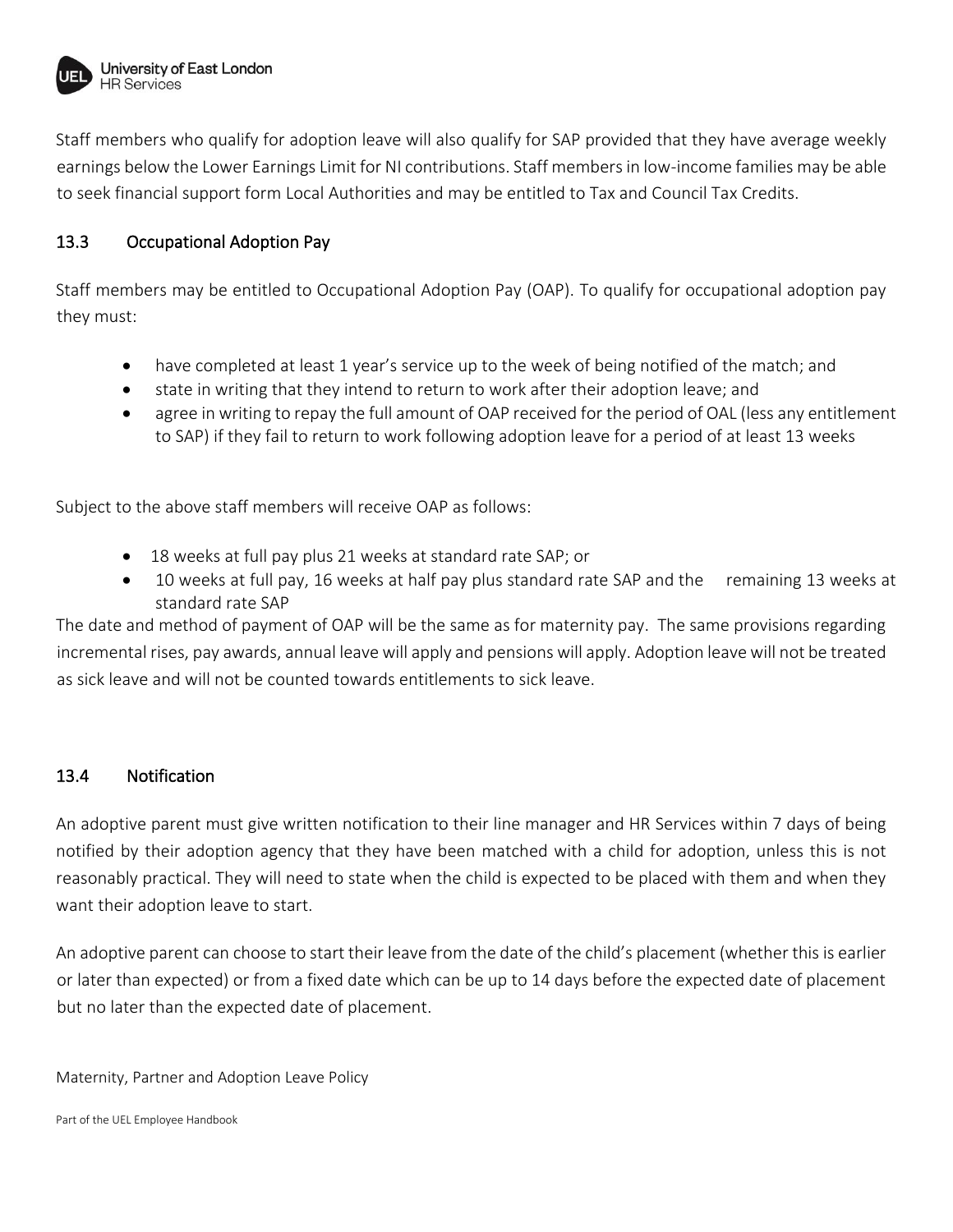Staff members who qualify for adoption leave will also qualify for SAP provided that they have average weekly earnings below the Lower Earnings Limit for NI contributions. Staff members in low-income families may be able to seek financial support form Local Authorities and may be entitled to Tax and Council Tax Credits.

### 13.3 Occupational Adoption Pay

Staff members may be entitled to Occupational Adoption Pay (OAP). To qualify for occupational adoption pay they must:

- have completed at least 1 year's service up to the week of being notified of the match; and
- state in writing that they intend to return to work after their adoption leave; and
- agree in writing to repay the full amount of OAP received for the period of OAL (less any entitlement to SAP) if they fail to return to work following adoption leave for a period of at least 13 weeks

Subject to the above staff members will receive OAP as follows:

- 18 weeks at full pay plus 21 weeks at standard rate SAP; or
- 10 weeks at full pay, 16 weeks at half pay plus standard rate SAP and the remaining 13 weeks at standard rate SAP

The date and method of payment of OAP will be the same as for maternity pay. The same provisions regarding incremental rises, pay awards, annual leave will apply and pensions will apply. Adoption leave will not be treated as sick leave and will not be counted towards entitlements to sick leave.

### 13.4 Notification

An adoptive parent must give written notification to their line manager and HR Services within 7 days of being notified by their adoption agency that they have been matched with a child for adoption, unless this is not reasonably practical. They will need to state when the child is expected to be placed with them and when they want their adoption leave to start.

An adoptive parent can choose to start their leave from the date of the child's placement (whether this is earlier or later than expected) or from a fixed date which can be up to 14 days before the expected date of placement but no later than the expected date of placement.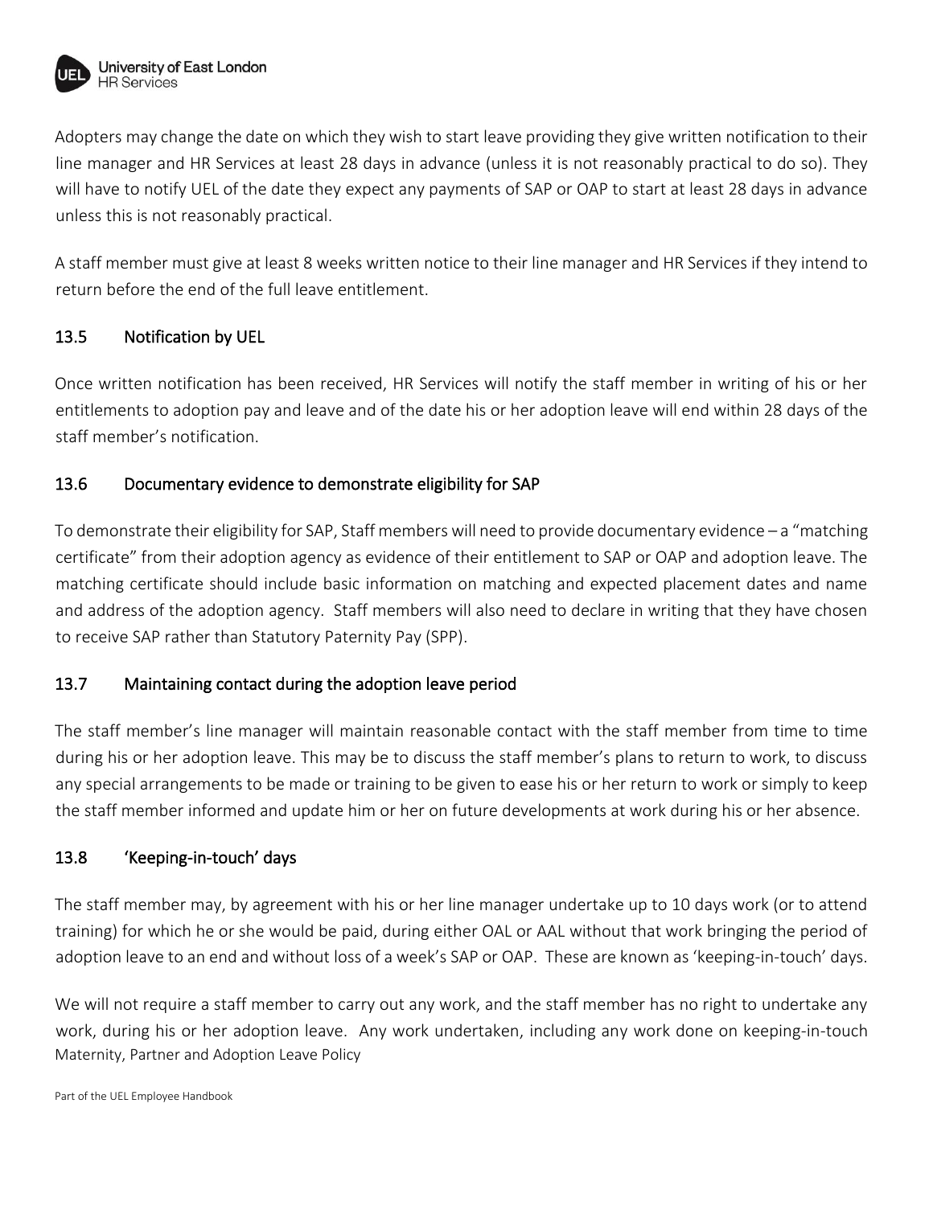Adopters may change the date on which they wish to start leave providing they give written notification to their line manager and HR Services at least 28 days in advance (unless it is not reasonably practical to do so). They will have to notify UEL of the date they expect any payments of SAP or OAP to start at least 28 days in advance unless this is not reasonably practical.

A staff member must give at least 8 weeks written notice to their line manager and HR Services if they intend to return before the end of the full leave entitlement.

### 13.5 Notification by UEL

Once written notification has been received, HR Services will notify the staff member in writing of his or her entitlements to adoption pay and leave and of the date his or her adoption leave will end within 28 days of the staff member's notification.

### 13.6 Documentary evidence to demonstrate eligibility for SAP

To demonstrate their eligibility for SAP, Staff members will need to provide documentary evidence – a "matching certificate" from their adoption agency as evidence of their entitlement to SAP or OAP and adoption leave. The matching certificate should include basic information on matching and expected placement dates and name and address of the adoption agency. Staff members will also need to declare in writing that they have chosen to receive SAP rather than Statutory Paternity Pay (SPP).

### 13.7 Maintaining contact during the adoption leave period

The staff member's line manager will maintain reasonable contact with the staff member from time to time during his or her adoption leave. This may be to discuss the staff member's plans to return to work, to discuss any special arrangements to be made or training to be given to ease his or her return to work or simply to keep the staff member informed and update him or her on future developments at work during his or her absence.

### 13.8 'Keeping-in-touch' days

The staff member may, by agreement with his or her line manager undertake up to 10 days work (or to attend training) for which he or she would be paid, during either OAL or AAL without that work bringing the period of adoption leave to an end and without loss of a week's SAP or OAP. These are known as 'keeping-in-touch' days.

We will not require a staff member to carry out any work, and the staff member has no right to undertake any work, during his or her adoption leave. Any work undertaken, including any work done on keeping-in-touch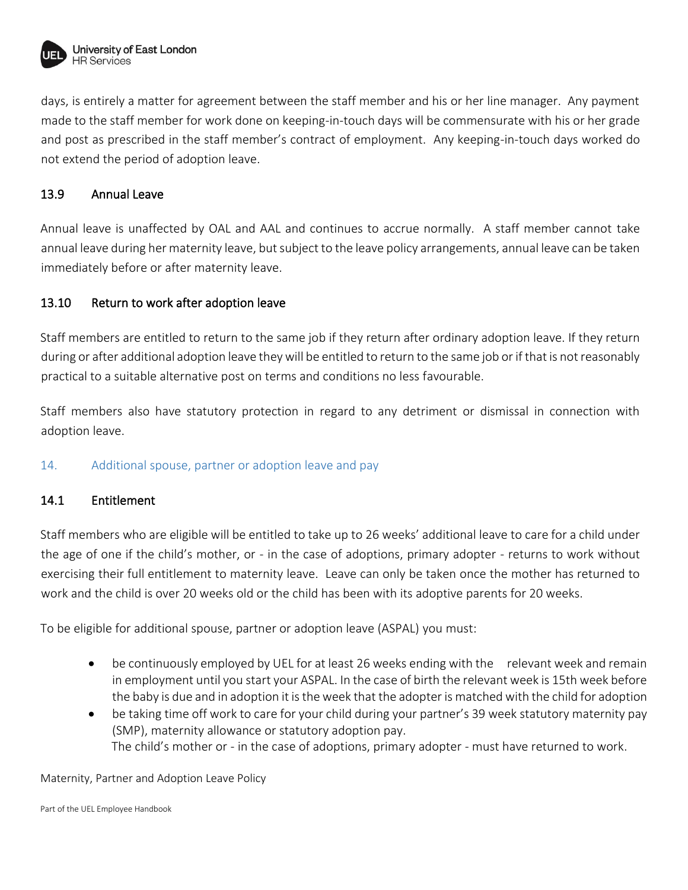days, is entirely a matter for agreement between the staff member and his or her line manager. Any payment made to the staff member for work done on keeping-in-touch days will be commensurate with his or her grade and post as prescribed in the staff member's contract of employment. Any keeping-in-touch days worked do not extend the period of adoption leave.

### 13.9 Annual Leave

Annual leave is unaffected by OAL and AAL and continues to accrue normally. A staff member cannot take annual leave during her maternity leave, but subject to the leave policy arrangements, annual leave can be taken immediately before or after maternity leave.

### 13.10 Return to work after adoption leave

Staff members are entitled to return to the same job if they return after ordinary adoption leave. If they return during or after additional adoption leave they will be entitled to return to the same job or if that is not reasonably practical to a suitable alternative post on terms and conditions no less favourable.

Staff members also have statutory protection in regard to any detriment or dismissal in connection with adoption leave.

## 14. Additional spouse, partner or adoption leave and pay

### 14.1 Entitlement

Staff members who are eligible will be entitled to take up to 26 weeks' additional leave to care for a child under the age of one if the child's mother, or - in the case of adoptions, primary adopter - returns to work without exercising their full entitlement to maternity leave. Leave can only be taken once the mother has returned to work and the child is over 20 weeks old or the child has been with its adoptive parents for 20 weeks.

To be eligible for additional spouse, partner or adoption leave (ASPAL) you must:

- be continuously employed by UEL for at least 26 weeks ending with the relevant week and remain in employment until you start your ASPAL. In the case of birth the relevant week is 15th week before the baby is due and in adoption it is the week that the adopter is matched with the child for adoption
- be taking time off work to care for your child during your partner's 39 week statutory maternity pay (SMP), maternity allowance or statutory adoption pay.
  The child's mother or - in the case of adoptions, primary adopter - must have returned to work.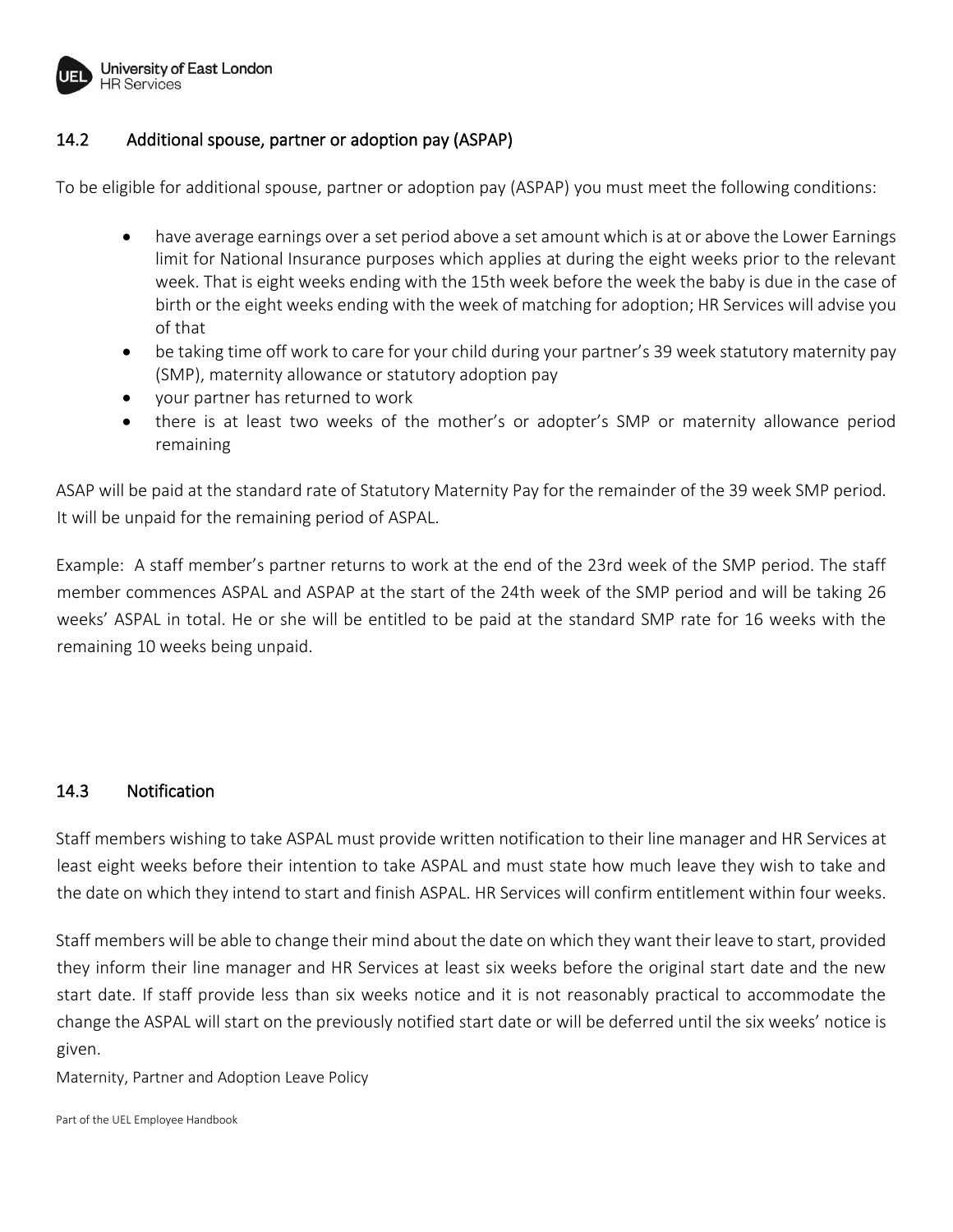### 14.2 Additional spouse, partner or adoption pay (ASPAP)

To be eligible for additional spouse, partner or adoption pay (ASPAP) you must meet the following conditions:

- have average earnings over a set period above a set amount which is at or above the Lower Earnings limit for National Insurance purposes which applies at during the eight weeks prior to the relevant week. That is eight weeks ending with the 15th week before the week the baby is due in the case of birth or the eight weeks ending with the week of matching for adoption; HR Services will advise you of that
- be taking time off work to care for your child during your partner's 39 week statutory maternity pay (SMP), maternity allowance or statutory adoption pay
- your partner has returned to work
- there is at least two weeks of the mother's or adopter's SMP or maternity allowance period remaining

ASAP will be paid at the standard rate of Statutory Maternity Pay for the remainder of the 39 week SMP period. It will be unpaid for the remaining period of ASPAL.

Example: A staff member's partner returns to work at the end of the 23rd week of the SMP period. The staff member commences ASPAL and ASPAP at the start of the 24th week of the SMP period and will be taking 26 weeks' ASPAL in total. He or she will be entitled to be paid at the standard SMP rate for 16 weeks with the remaining 10 weeks being unpaid.

### 14.3 Notification

Staff members wishing to take ASPAL must provide written notification to their line manager and HR Services at least eight weeks before their intention to take ASPAL and must state how much leave they wish to take and the date on which they intend to start and finish ASPAL. HR Services will confirm entitlement within four weeks.

Staff members will be able to change their mind about the date on which they want their leave to start, provided they inform their line manager and HR Services at least six weeks before the original start date and the new start date. If staff provide less than six weeks notice and it is not reasonably practical to accommodate the change the ASPAL will start on the previously notified start date or will be deferred until the six weeks' notice is given.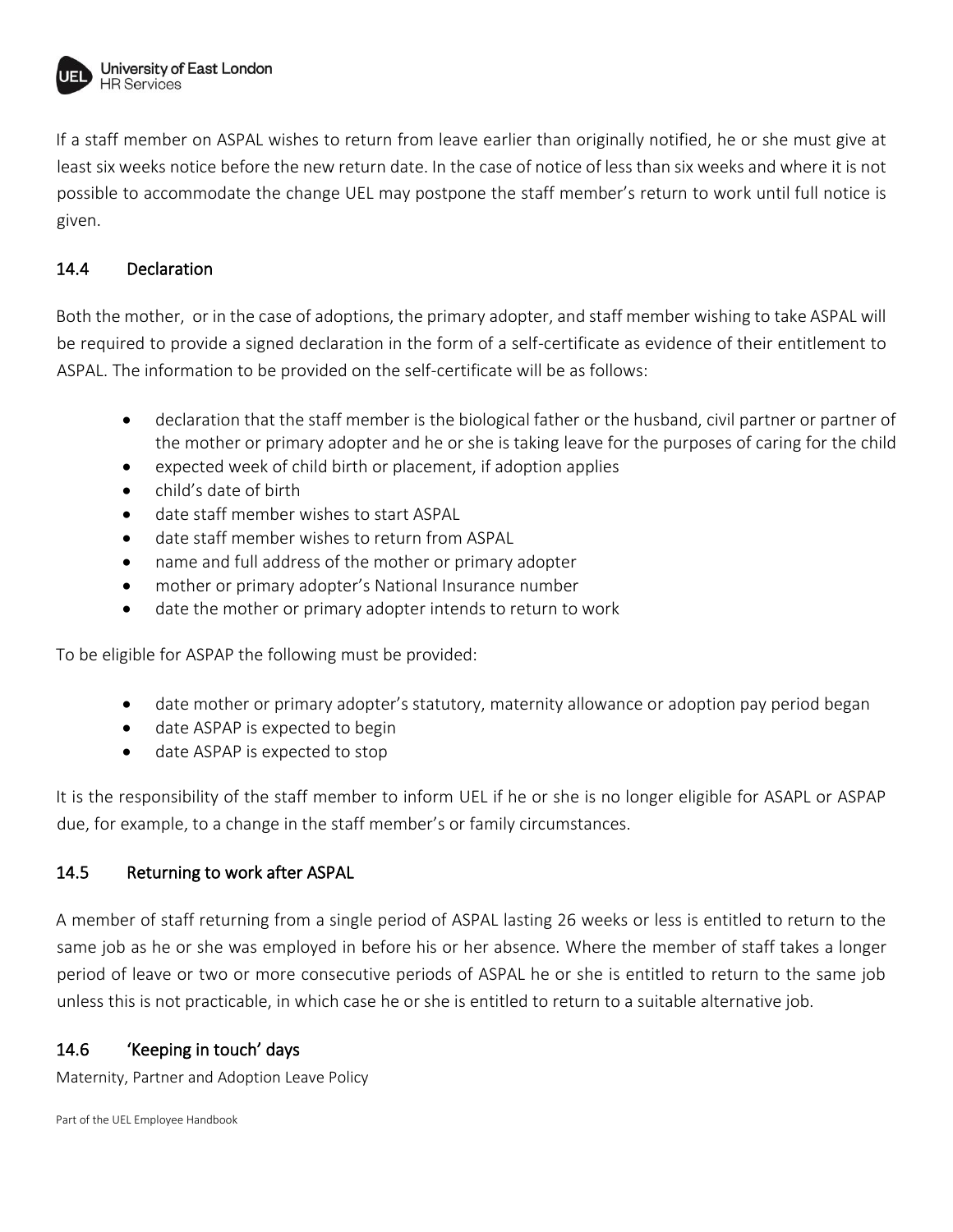If a staff member on ASPAL wishes to return from leave earlier than originally notified, he or she must give at least six weeks notice before the new return date. In the case of notice of less than six weeks and where it is not possible to accommodate the change UEL may postpone the staff member's return to work until full notice is given.

### 14.4 Declaration

Both the mother, or in the case of adoptions, the primary adopter, and staff member wishing to take ASPAL will be required to provide a signed declaration in the form of a self-certificate as evidence of their entitlement to ASPAL. The information to be provided on the self-certificate will be as follows:

- declaration that the staff member is the biological father or the husband, civil partner or partner of the mother or primary adopter and he or she is taking leave for the purposes of caring for the child
- expected week of child birth or placement, if adoption applies
- child's date of birth
- date staff member wishes to start ASPAL
- date staff member wishes to return from ASPAL
- name and full address of the mother or primary adopter
- mother or primary adopter's National Insurance number
- date the mother or primary adopter intends to return to work

To be eligible for ASPAP the following must be provided:

- date mother or primary adopter's statutory, maternity allowance or adoption pay period began
- date ASPAP is expected to begin
- date ASPAP is expected to stop

It is the responsibility of the staff member to inform UEL if he or she is no longer eligible for ASAPL or ASPAP due, for example, to a change in the staff member's or family circumstances.

### 14.5 Returning to work after ASPAL

A member of staff returning from a single period of ASPAL lasting 26 weeks or less is entitled to return to the same job as he or she was employed in before his or her absence. Where the member of staff takes a longer period of leave or two or more consecutive periods of ASPAL he or she is entitled to return to the same job unless this is not practicable, in which case he or she is entitled to return to a suitable alternative job.

### 14.6 'Keeping in touch' days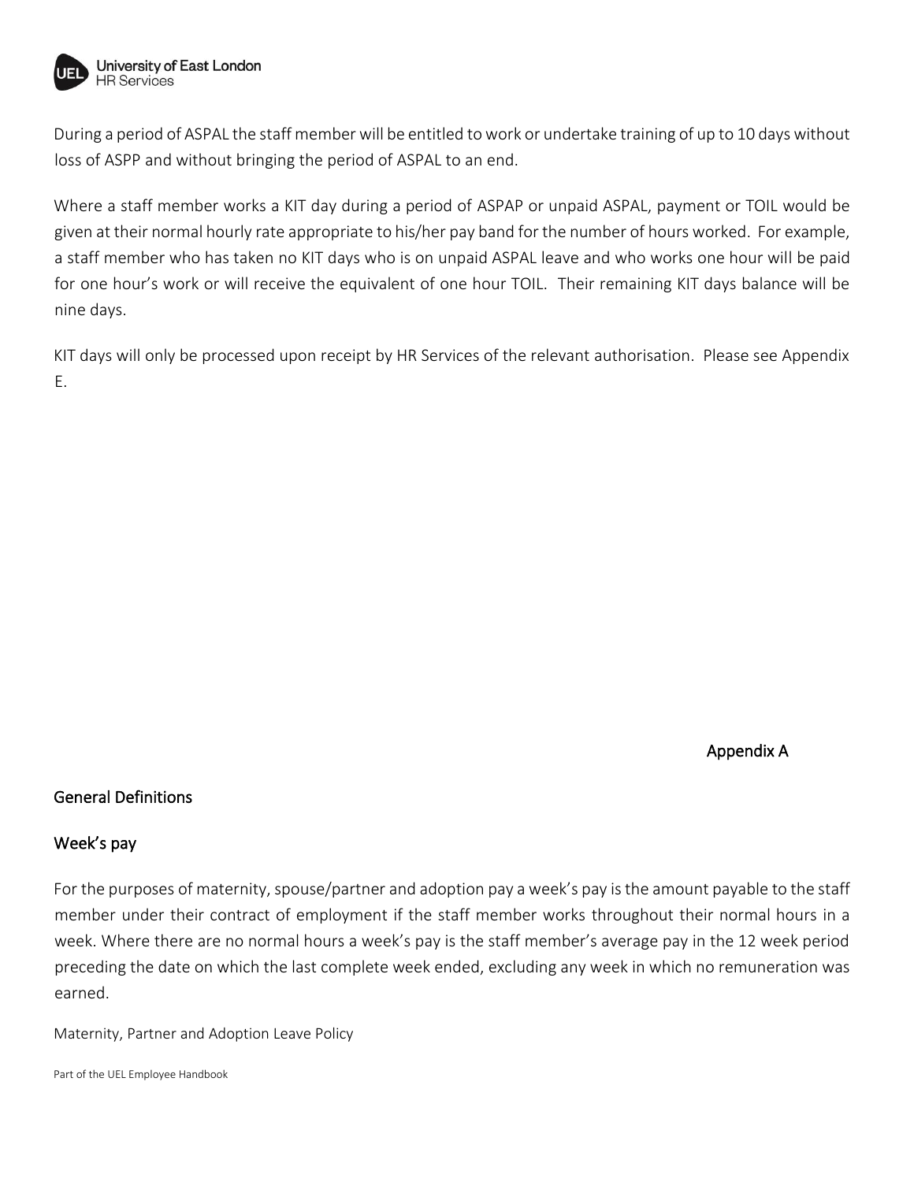During a period of ASPAL the staff member will be entitled to work or undertake training of up to 10 days without loss of ASPP and without bringing the period of ASPAL to an end.

Where a staff member works a KIT day during a period of ASPAP or unpaid ASPAL, payment or TOIL would be given at their normal hourly rate appropriate to his/her pay band for the number of hours worked. For example, a staff member who has taken no KIT days who is on unpaid ASPAL leave and who works one hour will be paid for one hour's work or will receive the equivalent of one hour TOIL. Their remaining KIT days balance will be nine days.

KIT days will only be processed upon receipt by HR Services of the relevant authorisation. Please see Appendix E.

Appendix A

## General Definitions

### Week's pay

For the purposes of maternity, spouse/partner and adoption pay a week's pay is the amount payable to the staff member under their contract of employment if the staff member works throughout their normal hours in a week. Where there are no normal hours a week's pay is the staff member's average pay in the 12 week period preceding the date on which the last complete week ended, excluding any week in which no remuneration was earned.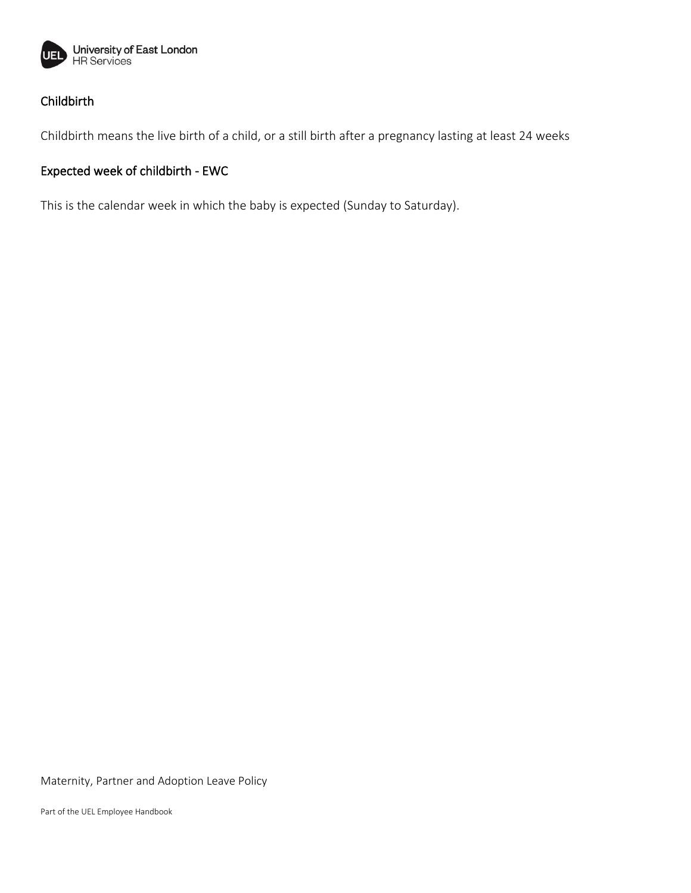### Childbirth

Childbirth means the live birth of a child, or a still birth after a pregnancy lasting at least 24 weeks

### Expected week of childbirth - EWC

This is the calendar week in which the baby is expected (Sunday to Saturday).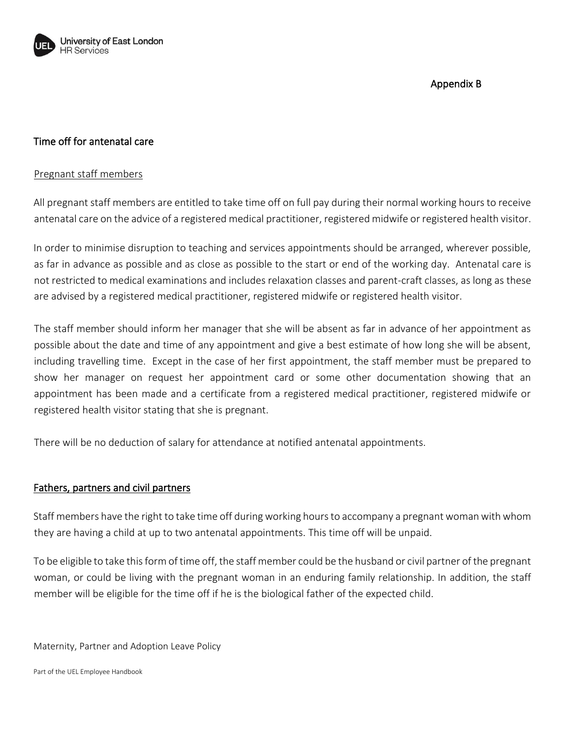Appendix B

## Time off for antenatal care

### Pregnant staff members

All pregnant staff members are entitled to take time off on full pay during their normal working hours to receive antenatal care on the advice of a registered medical practitioner, registered midwife or registered health visitor.

In order to minimise disruption to teaching and services appointments should be arranged, wherever possible, as far in advance as possible and as close as possible to the start or end of the working day. Antenatal care is not restricted to medical examinations and includes relaxation classes and parent-craft classes, as long as these are advised by a registered medical practitioner, registered midwife or registered health visitor.

The staff member should inform her manager that she will be absent as far in advance of her appointment as possible about the date and time of any appointment and give a best estimate of how long she will be absent, including travelling time. Except in the case of her first appointment, the staff member must be prepared to show her manager on request her appointment card or some other documentation showing that an appointment has been made and a certificate from a registered medical practitioner, registered midwife or registered health visitor stating that she is pregnant.

There will be no deduction of salary for attendance at notified antenatal appointments.

### Fathers, partners and civil partners

Staff members have the right to take time off during working hours to accompany a pregnant woman with whom they are having a child at up to two antenatal appointments. This time off will be unpaid.

To be eligible to take this form of time off, the staff member could be the husband or civil partner of the pregnant woman, or could be living with the pregnant woman in an enduring family relationship. In addition, the staff member will be eligible for the time off if he is the biological father of the expected child.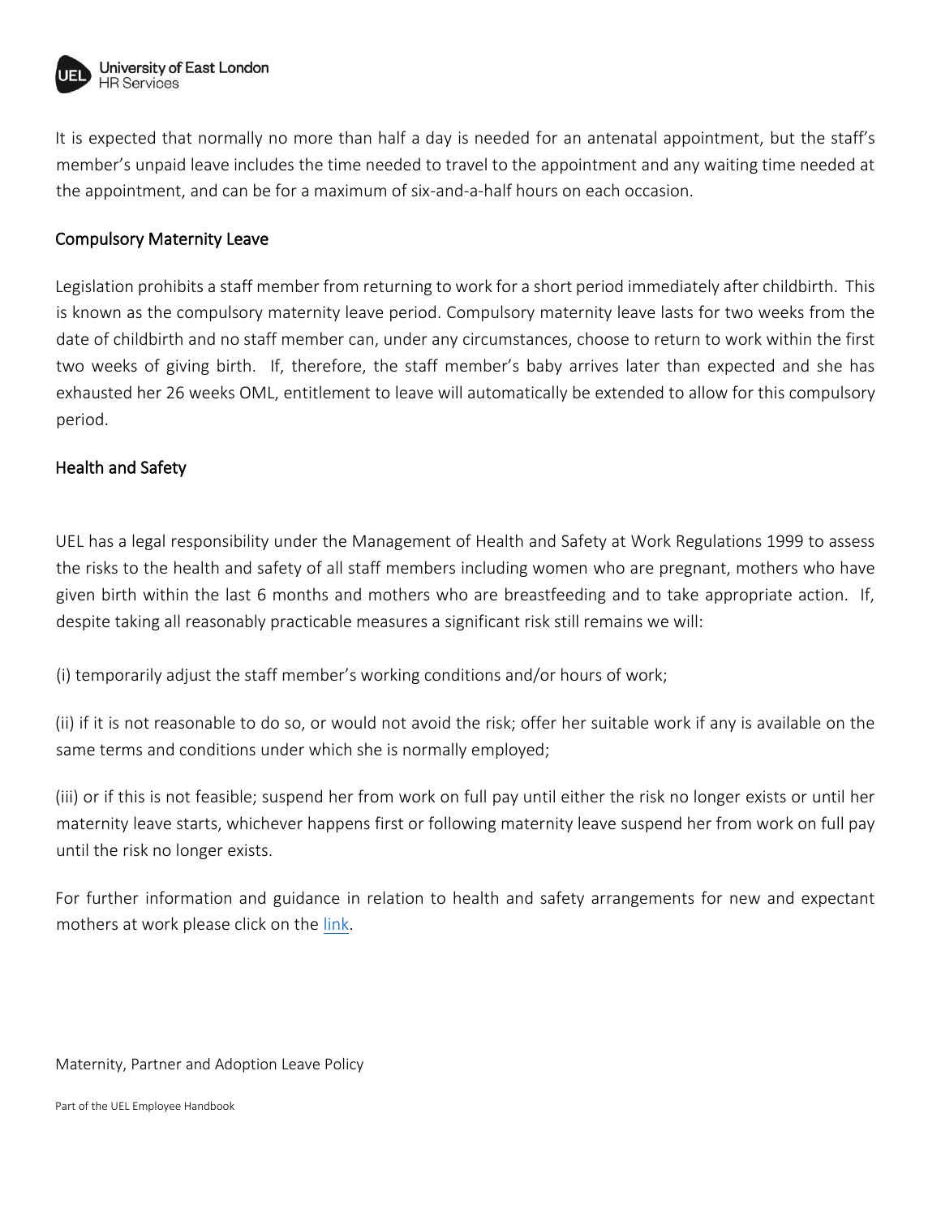It is expected that normally no more than half a day is needed for an antenatal appointment, but the staff's member's unpaid leave includes the time needed to travel to the appointment and any waiting time needed at the appointment, and can be for a maximum of six-and-a-half hours on each occasion.

## Compulsory Maternity Leave

Legislation prohibits a staff member from returning to work for a short period immediately after childbirth. This is known as the compulsory maternity leave period. Compulsory maternity leave lasts for two weeks from the date of childbirth and no staff member can, under any circumstances, choose to return to work within the first two weeks of giving birth. If, therefore, the staff member's baby arrives later than expected and she has exhausted her 26 weeks OML, entitlement to leave will automatically be extended to allow for this compulsory period.

## Health and Safety

UEL has a legal responsibility under the Management of Health and Safety at Work Regulations 1999 to assess the risks to the health and safety of all staff members including women who are pregnant, mothers who have given birth within the last 6 months and mothers who are breastfeeding and to take appropriate action. If, despite taking all reasonably practicable measures a significant risk still remains we will:

(i) temporarily adjust the staff member's working conditions and/or hours of work;

(ii) if it is not reasonable to do so, or would not avoid the risk; offer her suitable work if any is available on the same terms and conditions under which she is normally employed;

(iii) or if this is not feasible; suspend her from work on full pay until either the risk no longer exists or until her maternity leave starts, whichever happens first or following maternity leave suspend her from work on full pay until the risk no longer exists.

For further information and guidance in relation to health and safety arrangements for new and expectant mothers at work please click on the link.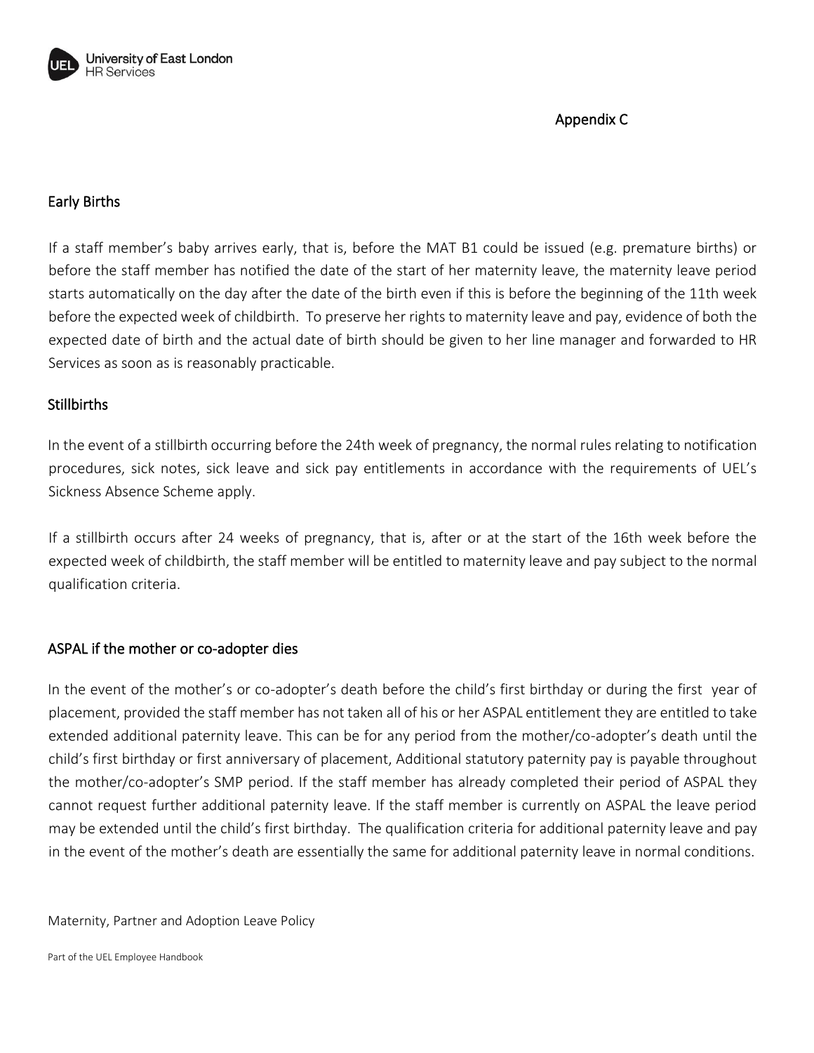Appendix C

## Early Births

If a staff member's baby arrives early, that is, before the MAT B1 could be issued (e.g. premature births) or before the staff member has notified the date of the start of her maternity leave, the maternity leave period starts automatically on the day after the date of the birth even if this is before the beginning of the 11th week before the expected week of childbirth. To preserve her rights to maternity leave and pay, evidence of both the expected date of birth and the actual date of birth should be given to her line manager and forwarded to HR Services as soon as is reasonably practicable.

## Stillbirths

In the event of a stillbirth occurring before the 24th week of pregnancy, the normal rules relating to notification procedures, sick notes, sick leave and sick pay entitlements in accordance with the requirements of UEL's Sickness Absence Scheme apply.

If a stillbirth occurs after 24 weeks of pregnancy, that is, after or at the start of the 16th week before the expected week of childbirth, the staff member will be entitled to maternity leave and pay subject to the normal qualification criteria.

## ASPAL if the mother or co-adopter dies

In the event of the mother's or co-adopter's death before the child's first birthday or during the first year of placement, provided the staff member has not taken all of his or her ASPAL entitlement they are entitled to take extended additional paternity leave. This can be for any period from the mother/co-adopter's death until the child's first birthday or first anniversary of placement, Additional statutory paternity pay is payable throughout the mother/co-adopter's SMP period. If the staff member has already completed their period of ASPAL they cannot request further additional paternity leave. If the staff member is currently on ASPAL the leave period may be extended until the child's first birthday. The qualification criteria for additional paternity leave and pay in the event of the mother's death are essentially the same for additional paternity leave in normal conditions.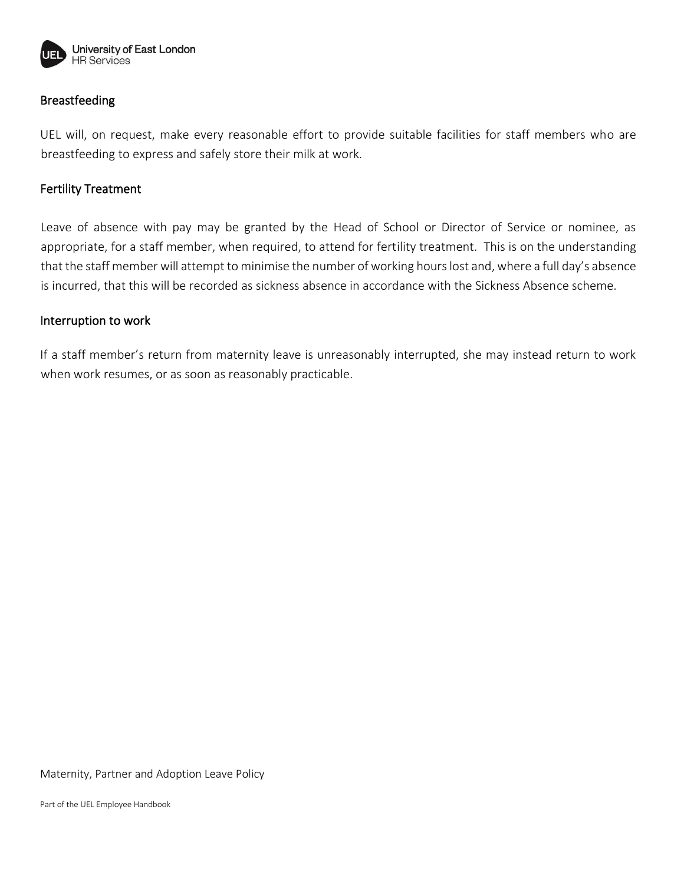## Breastfeeding

UEL will, on request, make every reasonable effort to provide suitable facilities for staff members who are breastfeeding to express and safely store their milk at work.

## Fertility Treatment

Leave of absence with pay may be granted by the Head of School or Director of Service or nominee, as appropriate, for a staff member, when required, to attend for fertility treatment. This is on the understanding that the staff member will attempt to minimise the number of working hours lost and, where a full day's absence is incurred, that this will be recorded as sickness absence in accordance with the Sickness Absence scheme.

## Interruption to work

If a staff member's return from maternity leave is unreasonably interrupted, she may instead return to work when work resumes, or as soon as reasonably practicable.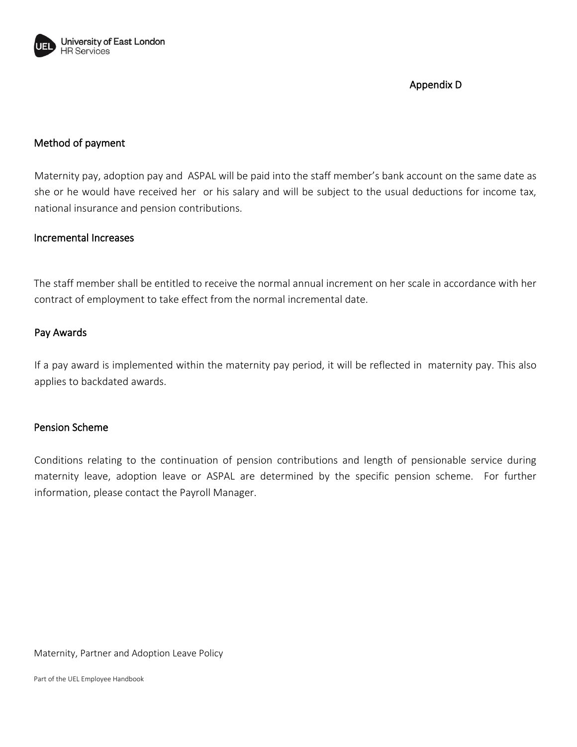Appendix D

## Method of payment

Maternity pay, adoption pay and ASPAL will be paid into the staff member's bank account on the same date as she or he would have received her or his salary and will be subject to the usual deductions for income tax, national insurance and pension contributions.

## Incremental Increases

The staff member shall be entitled to receive the normal annual increment on her scale in accordance with her contract of employment to take effect from the normal incremental date.

## Pay Awards

If a pay award is implemented within the maternity pay period, it will be reflected in maternity pay. This also applies to backdated awards.

## Pension Scheme

Conditions relating to the continuation of pension contributions and length of pensionable service during maternity leave, adoption leave or ASPAL are determined by the specific pension scheme. For further information, please contact the Payroll Manager.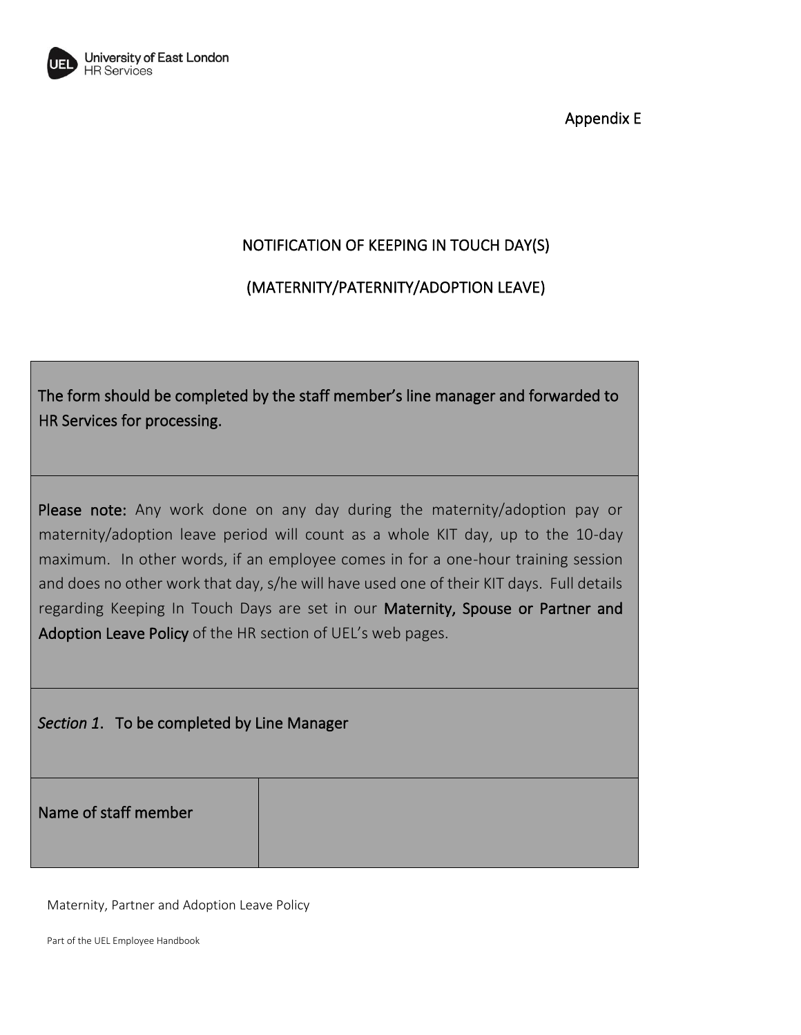Appendix E

# NOTIFICATION OF KEEPING IN TOUCH DAY(S)

## (MATERNITY/PATERNITY/ADOPTION LEAVE)

| The form should be completed by the staff member's line manager and forwarded to HR Services for processing. | |
|---|---|
| **Please note:** Any work done on any day during the maternity/adoption pay or maternity/adoption leave period will count as a whole KIT day, up to the 10-day maximum. In other words, if an employee comes in for a one-hour training session and does no other work that day, s/he will have used one of their KIT days. Full details regarding Keeping In Touch Days are set in our **Maternity, Spouse or Partner and Adoption Leave Policy** of the HR section of UEL's web pages. | |
| *Section 1*. To be completed by Line Manager | |
| Name of staff member | |

Maternity, Partner and Adoption Leave Policy

Part of the UEL Employee Handbook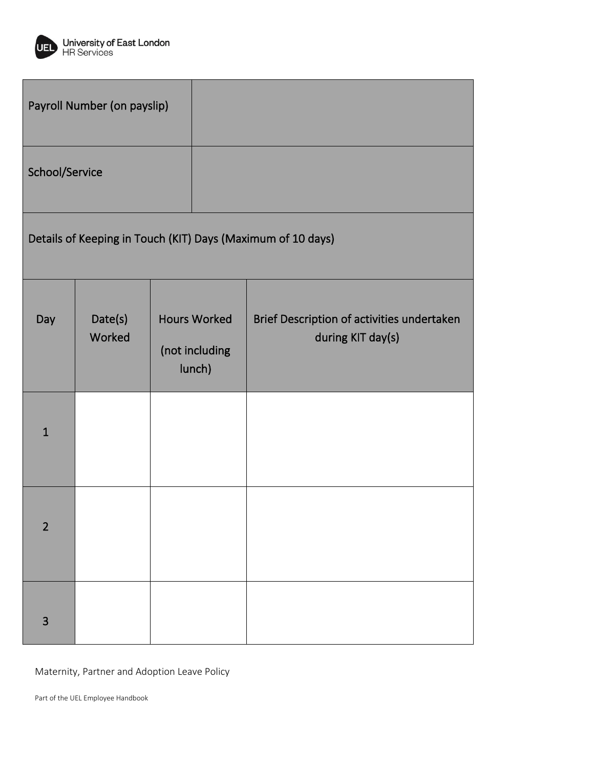| Payroll Number (on payslip) | | | |
|---|---|---|---|
| School/Service | | | |
| Details of Keeping in Touch (KIT) Days (Maximum of 10 days) | | | |
| Day | Date(s) Worked | Hours Worked (not including lunch) | Brief Description of activities undertaken during KIT day(s) |
| 1 | | | |
| 2 | | | |
| 3 | | | |

Maternity, Partner and Adoption Leave Policy

Part of the UEL Employee Handbook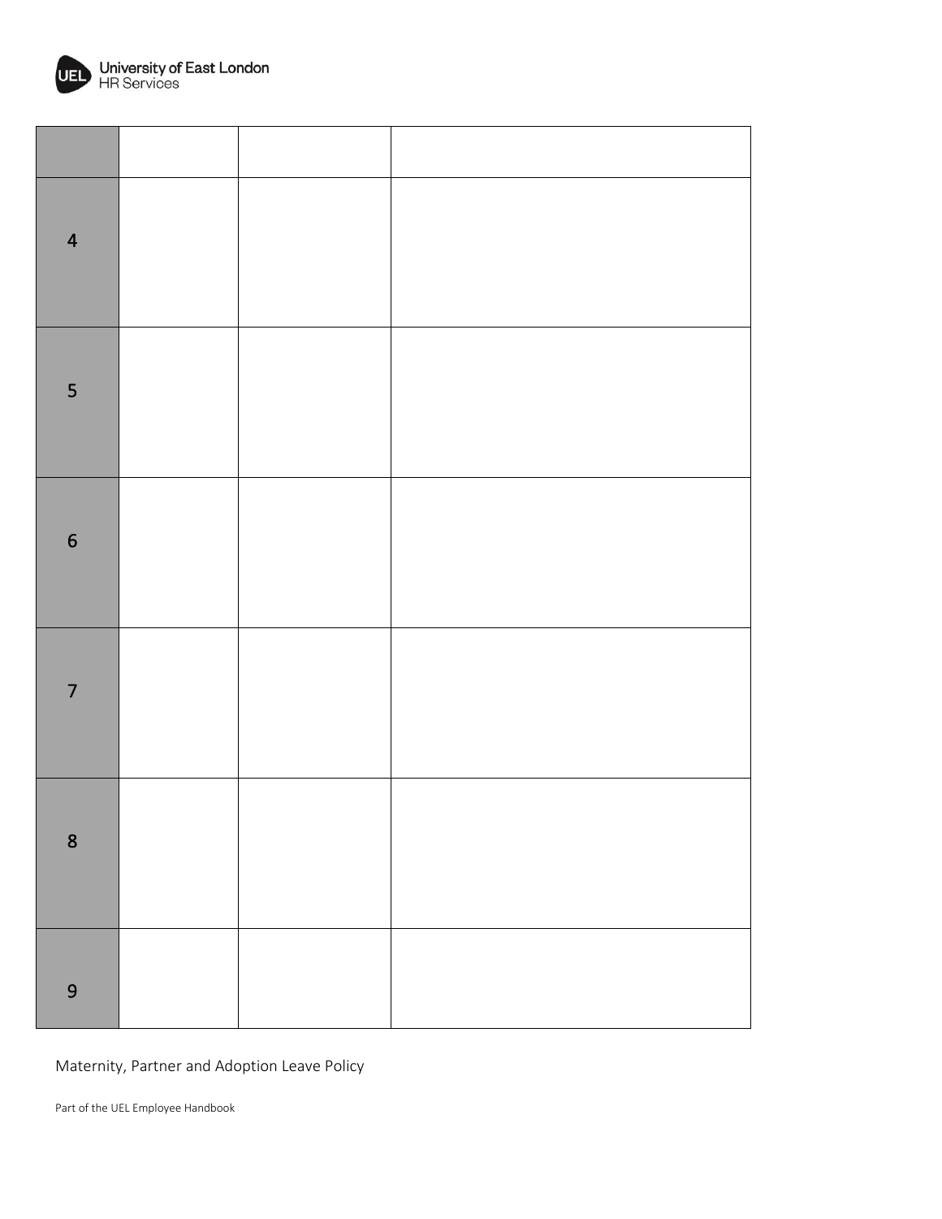| | | | |
|---|---|---|---|
| 4 | | | |
| 5 | | | |
| 6 | | | |
| 7 | | | |
| 8 | | | |
| 9 | | | |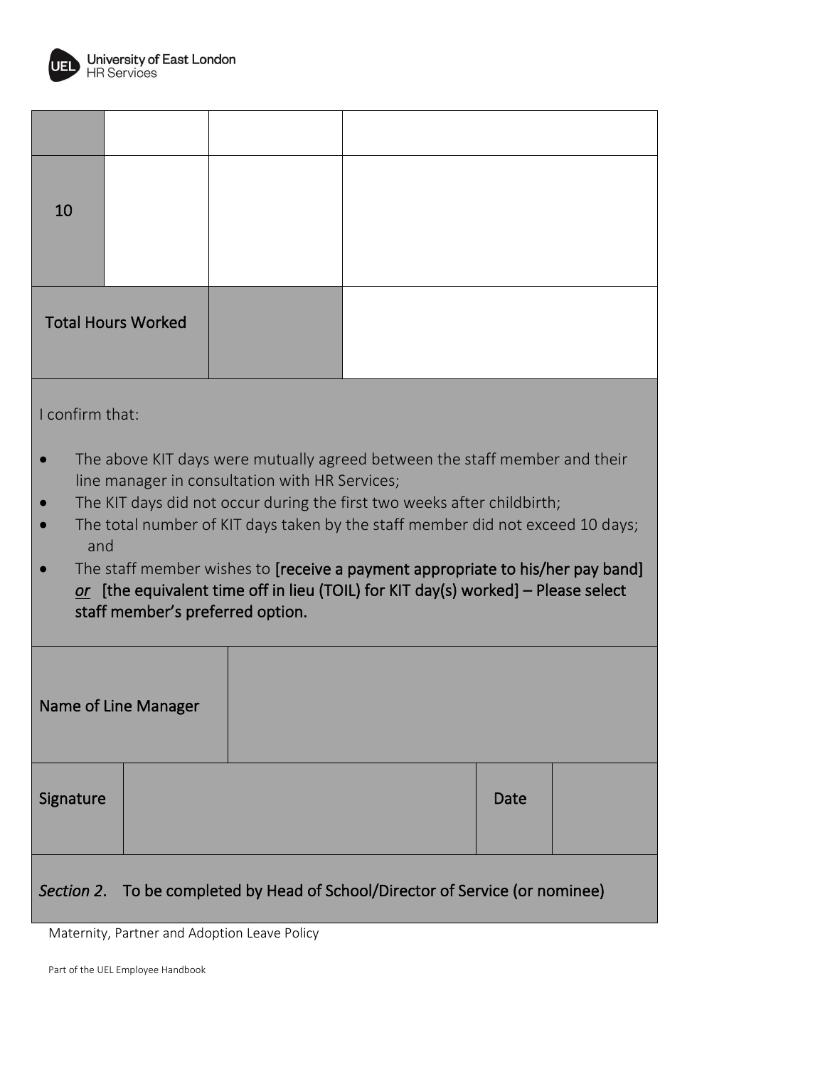| | | | |
|---|---|---|---|
| | | | |
| 10 | | | |
| Total Hours Worked | | | |

I confirm that:

- The above KIT days were mutually agreed between the staff member and their line manager in consultation with HR Services;
- The KIT days did not occur during the first two weeks after childbirth;
- The total number of KIT days taken by the staff member did not exceed 10 days; and
- The staff member wishes to **[receive a payment appropriate to his/her pay band]** ***or*** **[the equivalent time off in lieu (TOIL) for KIT day(s) worked] – Please select staff member's preferred option.**

| | | | |
|---|---|---|---|
| Name of Line Manager | | | |
| Signature | | Date | |

*Section 2*. To be completed by Head of School/Director of Service (or nominee)

Maternity, Partner and Adoption Leave Policy

Part of the UEL Employee Handbook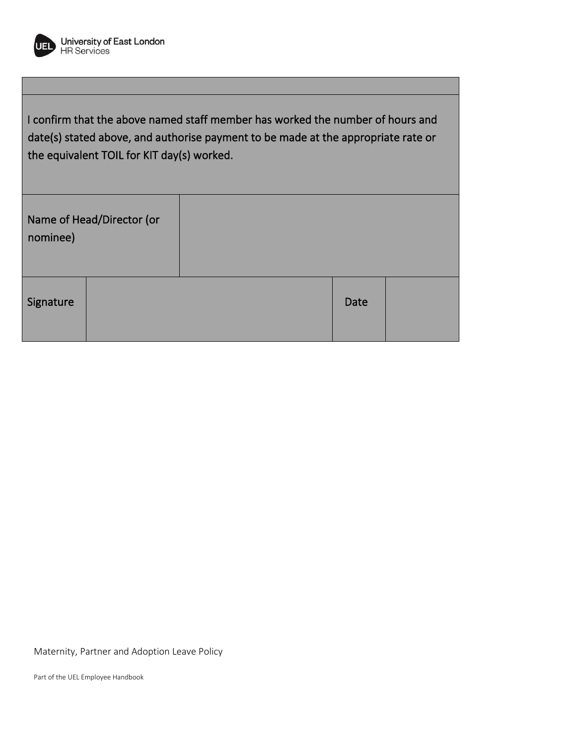| | | | |
|---|---|---|---|
| I confirm that the above named staff member has worked the number of hours and date(s) stated above, and authorise payment to be made at the appropriate rate or the equivalent TOIL for KIT day(s) worked. | | | |
| Name of Head/Director (or nominee) | | | |
| Signature | | Date | |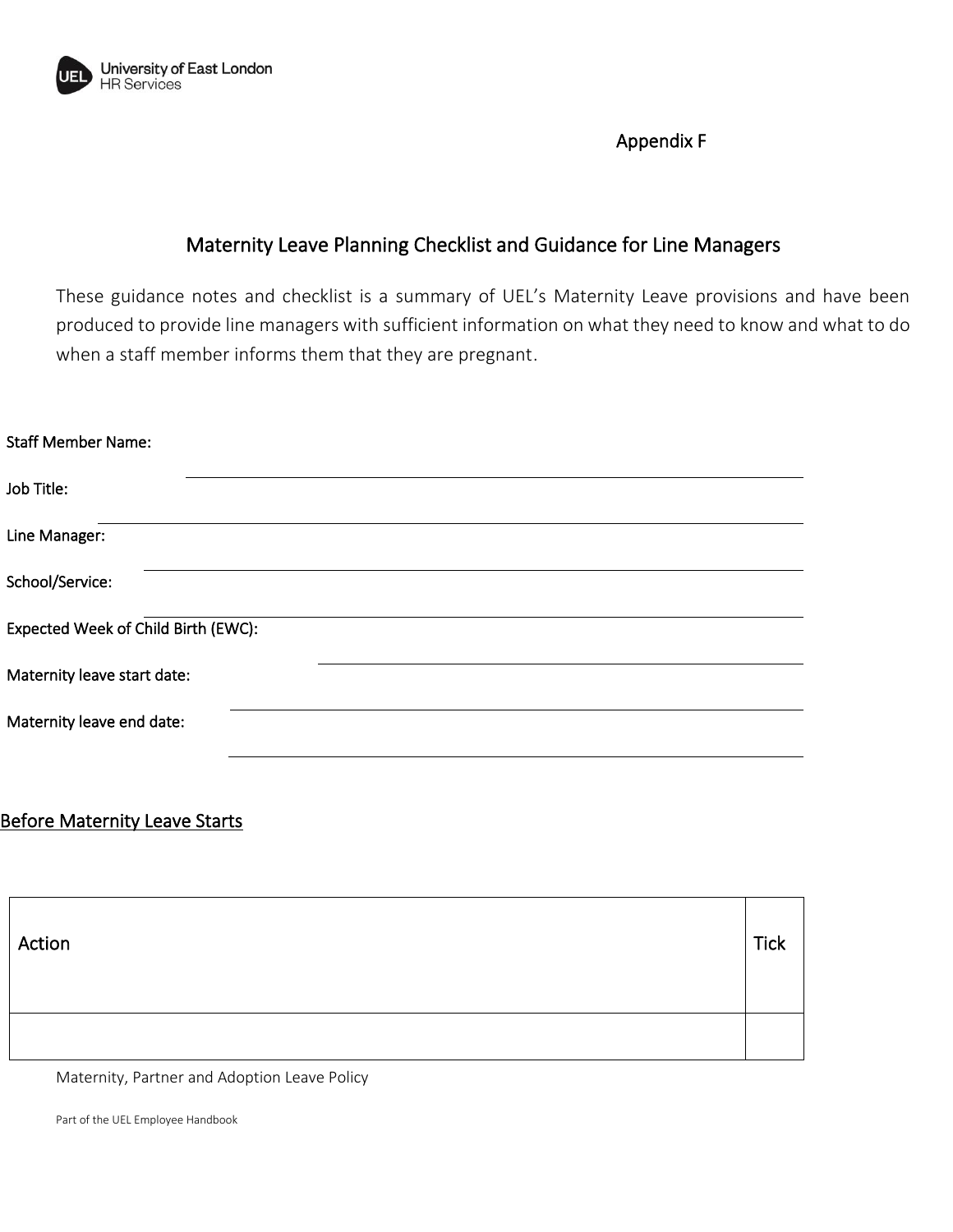Appendix F

# Maternity Leave Planning Checklist and Guidance for Line Managers

These guidance notes and checklist is a summary of UEL's Maternity Leave provisions and have been produced to provide line managers with sufficient information on what they need to know and what to do when a staff member informs them that they are pregnant.

Staff Member Name: ______________________________

Job Title: ______________________________

Line Manager: ______________________________

School/Service: ______________________________

Expected Week of Child Birth (EWC): ______________________________

Maternity leave start date: ______________________________

Maternity leave end date: ______________________________

## Before Maternity Leave Starts

| Action | Tick |
|---|---|
| | |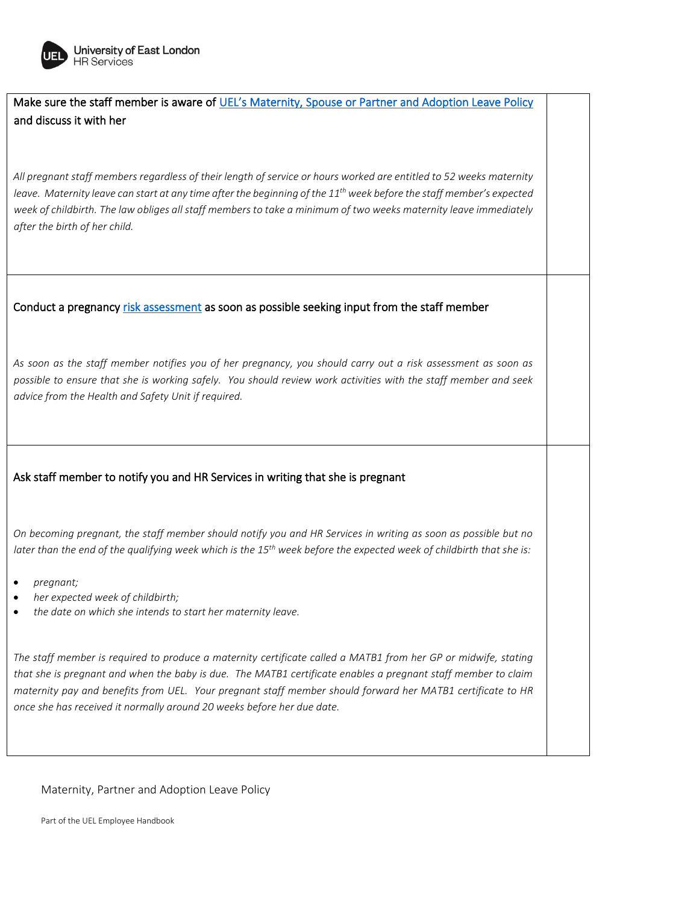| | |
|---|---|
| Make sure the staff member is aware of UEL's Maternity, Spouse or Partner and Adoption Leave Policy and discuss it with her<br><br>*All pregnant staff members regardless of their length of service or hours worked are entitled to 52 weeks maternity leave. Maternity leave can start at any time after the beginning of the 11th week before the staff member's expected week of childbirth. The law obliges all staff members to take a minimum of two weeks maternity leave immediately after the birth of her child.* | |
| Conduct a pregnancy risk assessment as soon as possible seeking input from the staff member<br><br>*As soon as the staff member notifies you of her pregnancy, you should carry out a risk assessment as soon as possible to ensure that she is working safely. You should review work activities with the staff member and seek advice from the Health and Safety Unit if required.* | |
| Ask staff member to notify you and HR Services in writing that she is pregnant<br><br>*On becoming pregnant, the staff member should notify you and HR Services in writing as soon as possible but no later than the end of the qualifying week which is the 15th week before the expected week of childbirth that she is:*<br><br>• *pregnant;*<br>• *her expected week of childbirth;*<br>• *the date on which she intends to start her maternity leave.*<br><br>*The staff member is required to produce a maternity certificate called a MATB1 from her GP or midwife, stating that she is pregnant and when the baby is due. The MATB1 certificate enables a pregnant staff member to claim maternity pay and benefits from UEL. Your pregnant staff member should forward her MATB1 certificate to HR once she has received it normally around 20 weeks before her due date.* | |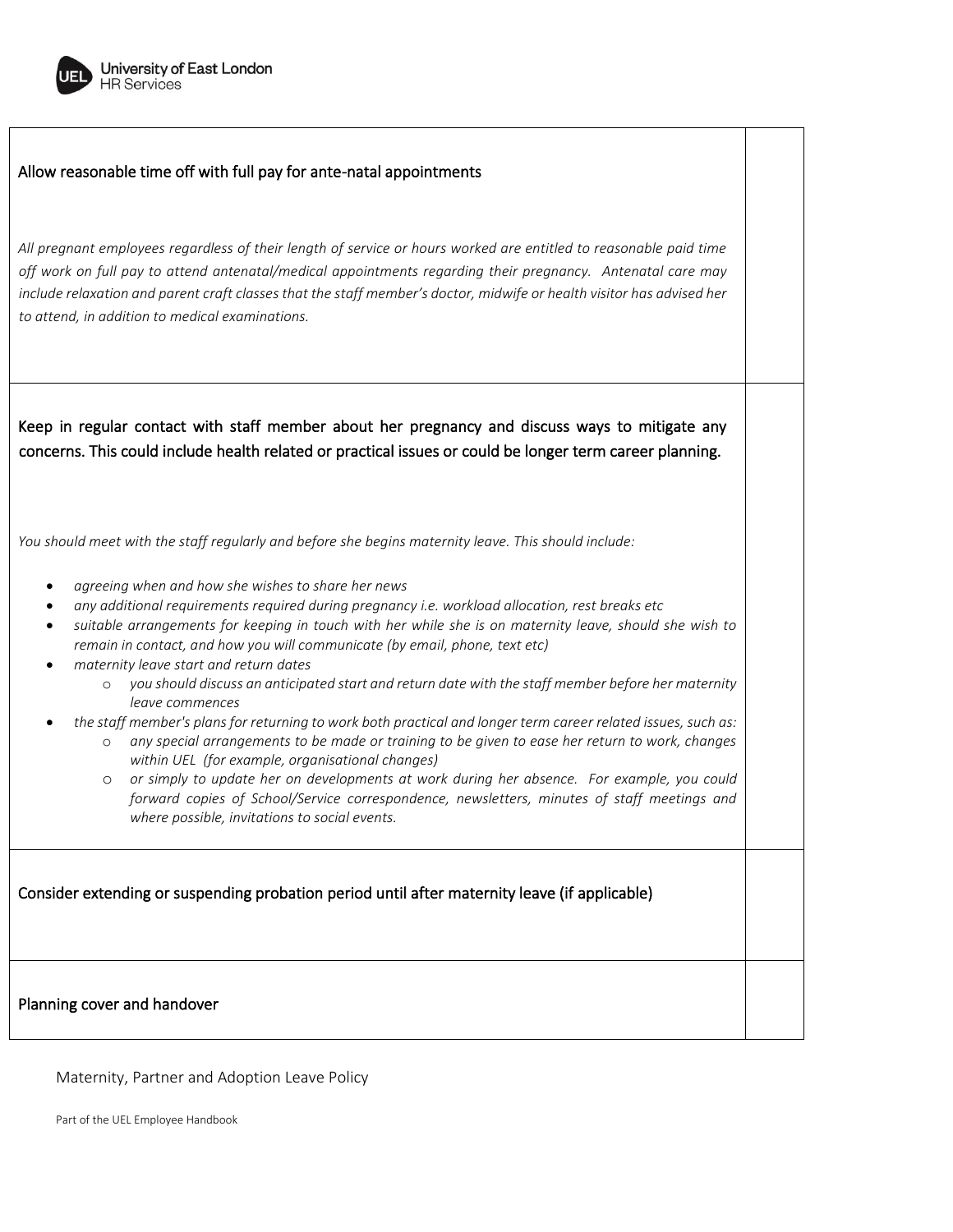| | |
|---|---|
| Allow reasonable time off with full pay for ante-natal appointments<br><br>*All pregnant employees regardless of their length of service or hours worked are entitled to reasonable paid time off work on full pay to attend antenatal/medical appointments regarding their pregnancy. Antenatal care may include relaxation and parent craft classes that the staff member's doctor, midwife or health visitor has advised her to attend, in addition to medical examinations.* | |
| Keep in regular contact with staff member about her pregnancy and discuss ways to mitigate any concerns. This could include health related or practical issues or could be longer term career planning.<br><br>*You should meet with the staff regularly and before she begins maternity leave. This should include:*<br>• *agreeing when and how she wishes to share her news*<br>• *any additional requirements required during pregnancy i.e. workload allocation, rest breaks etc*<br>• *suitable arrangements for keeping in touch with her while she is on maternity leave, should she wish to remain in contact, and how you will communicate (by email, phone, text etc)*<br>• *maternity leave start and return dates*<br>&nbsp;&nbsp;&nbsp;&nbsp;o *you should discuss an anticipated start and return date with the staff member before her maternity leave commences*<br>• *the staff member's plans for returning to work both practical and longer term career related issues, such as:*<br>&nbsp;&nbsp;&nbsp;&nbsp;o *any special arrangements to be made or training to be given to ease her return to work, changes within UEL (for example, organisational changes)*<br>&nbsp;&nbsp;&nbsp;&nbsp;o *or simply to update her on developments at work during her absence. For example, you could forward copies of School/Service correspondence, newsletters, minutes of staff meetings and where possible, invitations to social events.* | |
| Consider extending or suspending probation period until after maternity leave (if applicable) | |
| Planning cover and handover | |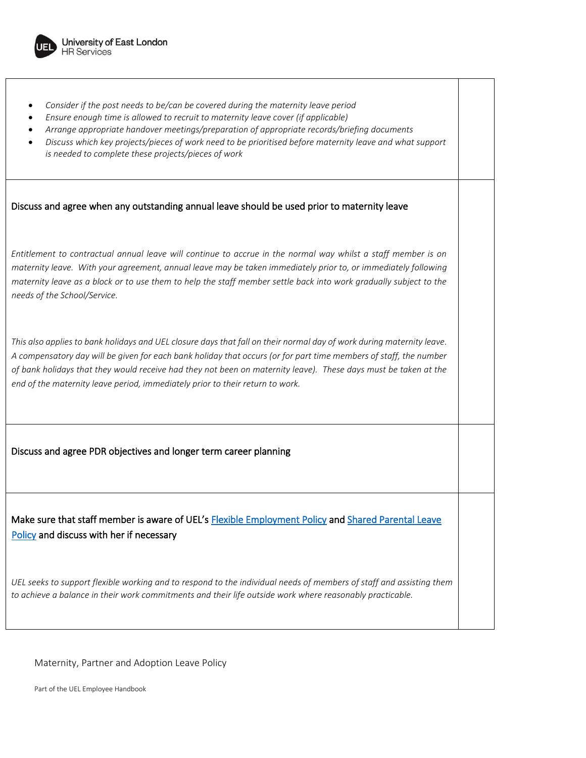| | |
|---|---|
| • *Consider if the post needs to be/can be covered during the maternity leave period*<br>• *Ensure enough time is allowed to recruit to maternity leave cover (if applicable)*<br>• *Arrange appropriate handover meetings/preparation of appropriate records/briefing documents*<br>• *Discuss which key projects/pieces of work need to be prioritised before maternity leave and what support is needed to complete these projects/pieces of work* | |
| Discuss and agree when any outstanding annual leave should be used prior to maternity leave<br><br>*Entitlement to contractual annual leave will continue to accrue in the normal way whilst a staff member is on maternity leave. With your agreement, annual leave may be taken immediately prior to, or immediately following maternity leave as a block or to use them to help the staff member settle back into work gradually subject to the needs of the School/Service.*<br><br>*This also applies to bank holidays and UEL closure days that fall on their normal day of work during maternity leave. A compensatory day will be given for each bank holiday that occurs (or for part time members of staff, the number of bank holidays that they would receive had they not been on maternity leave). These days must be taken at the end of the maternity leave period, immediately prior to their return to work.* | |
| Discuss and agree PDR objectives and longer term career planning | |
| Make sure that staff member is aware of UEL's Flexible Employment Policy and Shared Parental Leave Policy and discuss with her if necessary<br><br>*UEL seeks to support flexible working and to respond to the individual needs of members of staff and assisting them to achieve a balance in their work commitments and their life outside work where reasonably practicable.* | |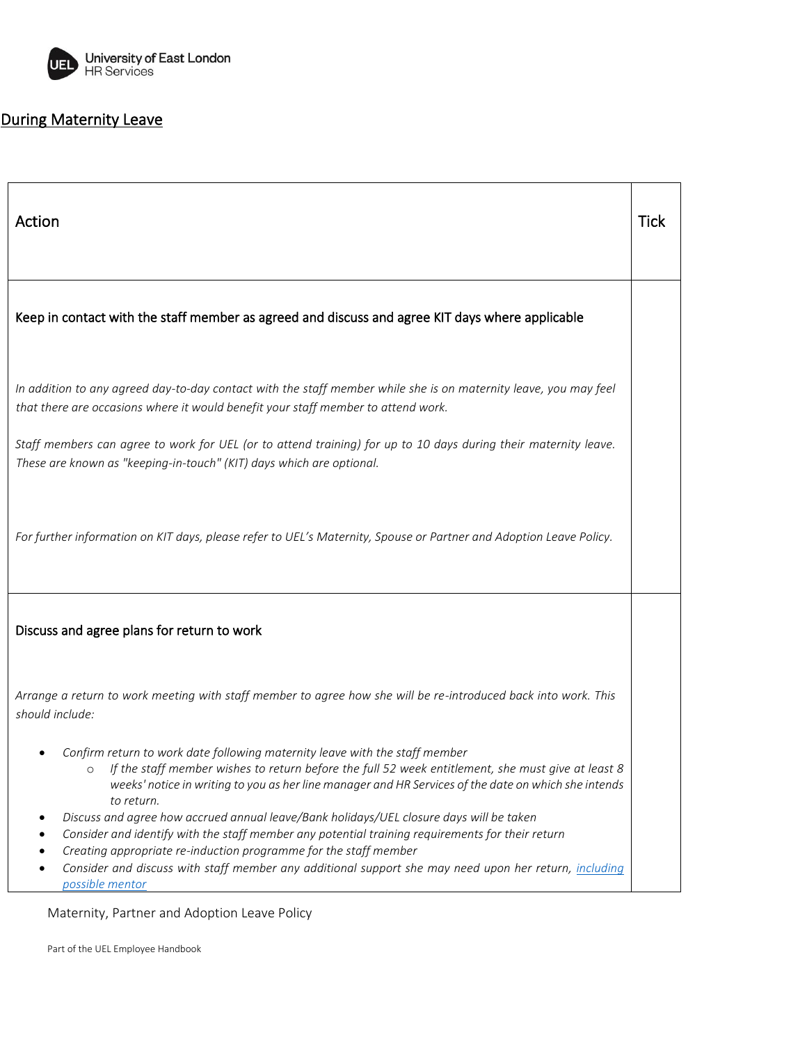## During Maternity Leave

| Action | Tick |
|---|---|
| Keep in contact with the staff member as agreed and discuss and agree KIT days where applicable<br><br>*In addition to any agreed day-to-day contact with the staff member while she is on maternity leave, you may feel that there are occasions where it would benefit your staff member to attend work.*<br><br>*Staff members can agree to work for UEL (or to attend training) for up to 10 days during their maternity leave. These are known as "keeping-in-touch" (KIT) days which are optional.*<br><br>*For further information on KIT days, please refer to UEL's Maternity, Spouse or Partner and Adoption Leave Policy.* | |
| Discuss and agree plans for return to work<br><br>*Arrange a return to work meeting with staff member to agree how she will be re-introduced back into work. This should include:*<br><br>• *Confirm return to work date following maternity leave with the staff member*<br>&nbsp;&nbsp;&nbsp;&nbsp;○ *If the staff member wishes to return before the full 52 week entitlement, she must give at least 8 weeks' notice in writing to you as her line manager and HR Services of the date on which she intends to return.*<br>• *Discuss and agree how accrued annual leave/Bank holidays/UEL closure days will be taken*<br>• *Consider and identify with the staff member any potential training requirements for their return*<br>• *Creating appropriate re-induction programme for the staff member*<br>• *Consider and discuss with staff member any additional support she may need upon her return, including possible mentor* | |

Maternity, Partner and Adoption Leave Policy

Part of the UEL Employee Handbook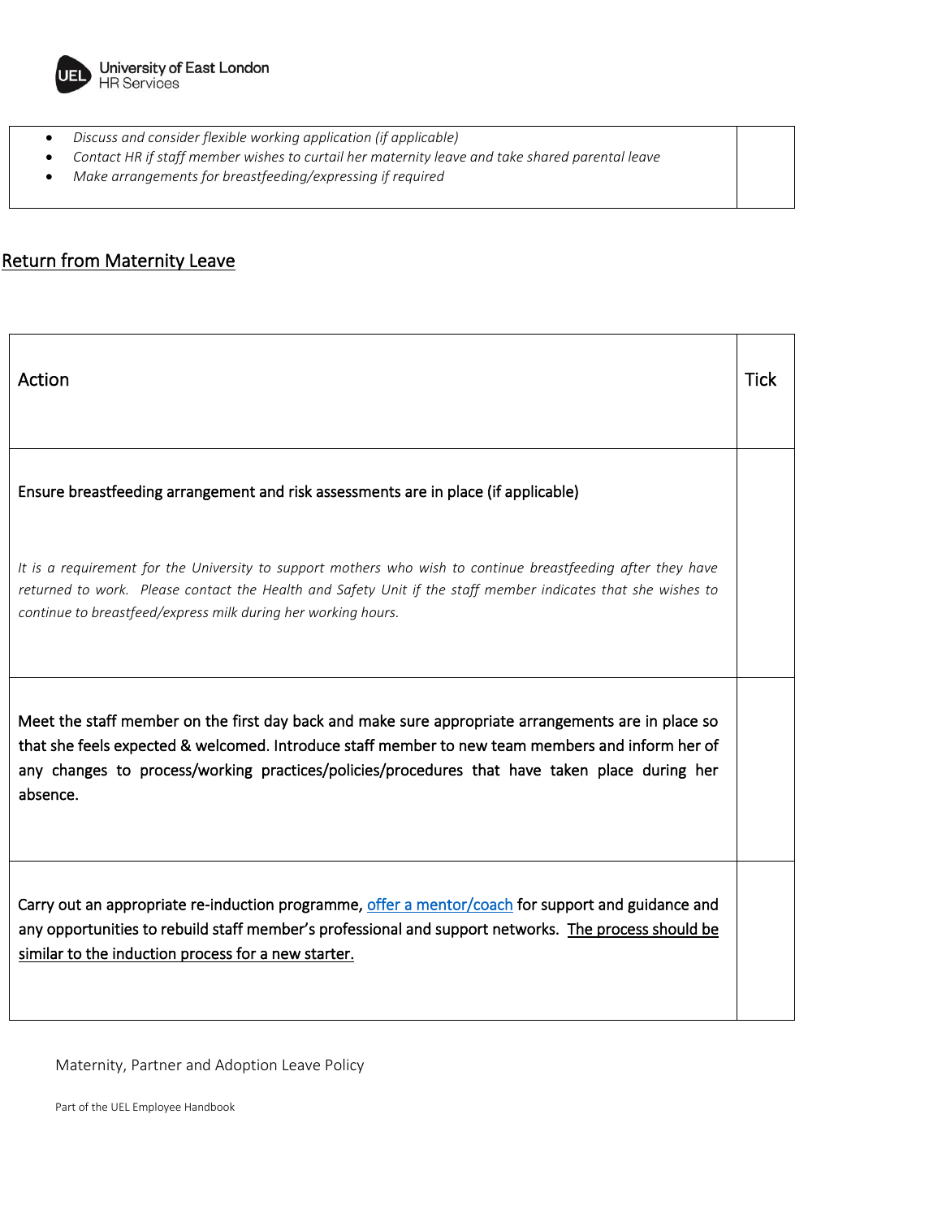| | |
|---|---|
| • *Discuss and consider flexible working application (if applicable)*<br>• *Contact HR if staff member wishes to curtail her maternity leave and take shared parental leave*<br>• *Make arrangements for breastfeeding/expressing if required* | |

## Return from Maternity Leave

| Action | Tick |
|---|---|
| Ensure breastfeeding arrangement and risk assessments are in place (if applicable)<br><br>*It is a requirement for the University to support mothers who wish to continue breastfeeding after they have returned to work. Please contact the Health and Safety Unit if the staff member indicates that she wishes to continue to breastfeed/express milk during her working hours.* | |
| Meet the staff member on the first day back and make sure appropriate arrangements are in place so that she feels expected & welcomed. Introduce staff member to new team members and inform her of any changes to process/working practices/policies/procedures that have taken place during her absence. | |
| Carry out an appropriate re-induction programme, offer a mentor/coach for support and guidance and any opportunities to rebuild staff member's professional and support networks. The process should be similar to the induction process for a new starter. | |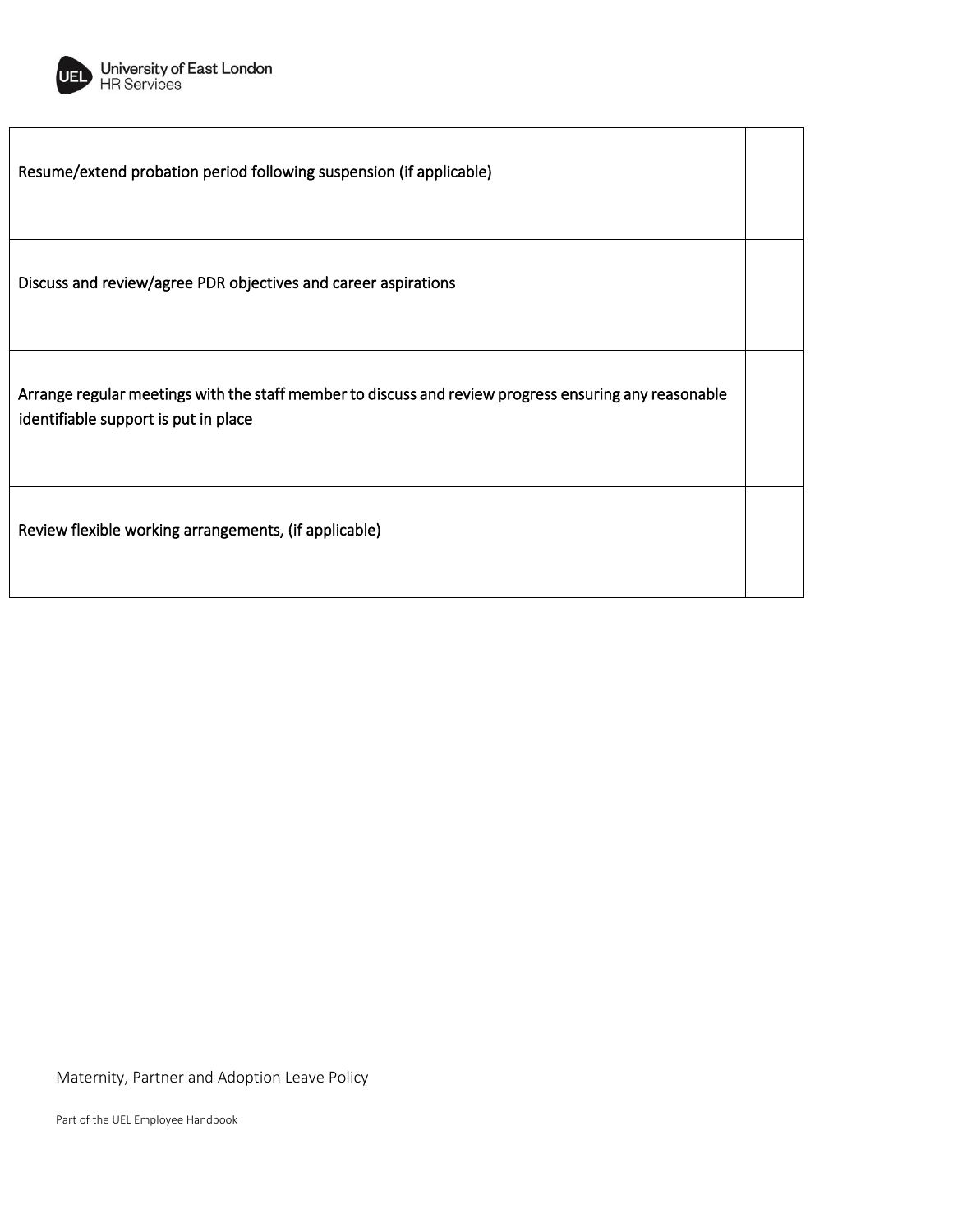| | |
|---|---|
| Resume/extend probation period following suspension (if applicable) | |
| Discuss and review/agree PDR objectives and career aspirations | |
| Arrange regular meetings with the staff member to discuss and review progress ensuring any reasonable identifiable support is put in place | |
| Review flexible working arrangements, (if applicable) | |